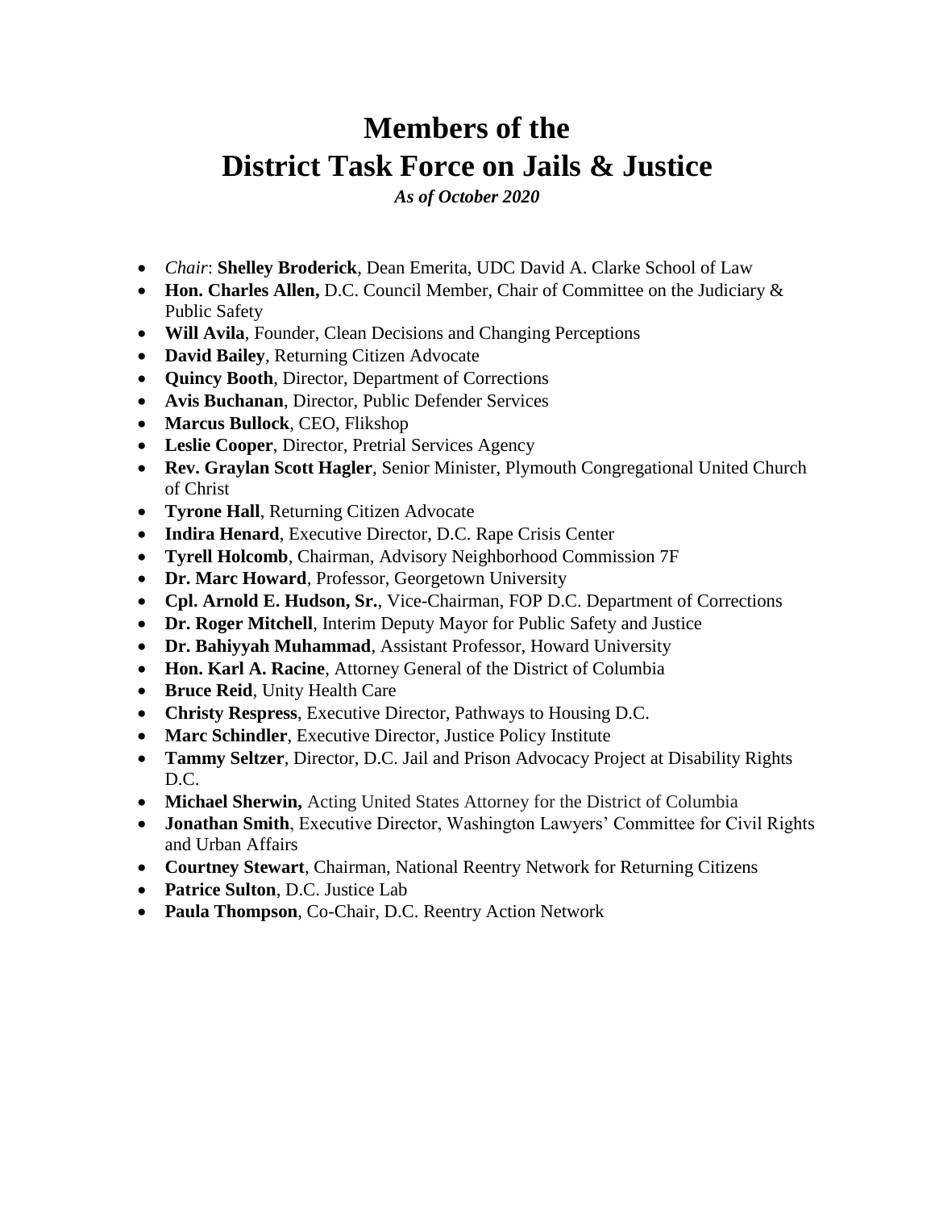# Members of the District Task Force on Jails & Justice

***As of October 2020***

- *Chair*: **Shelley Broderick**, Dean Emerita, UDC David A. Clarke School of Law
- **Hon. Charles Allen,** D.C. Council Member, Chair of Committee on the Judiciary & Public Safety
- **Will Avila**, Founder, Clean Decisions and Changing Perceptions
- **David Bailey**, Returning Citizen Advocate
- **Quincy Booth**, Director, Department of Corrections
- **Avis Buchanan**, Director, Public Defender Services
- **Marcus Bullock**, CEO, Flikshop
- **Leslie Cooper**, Director, Pretrial Services Agency
- **Rev. Graylan Scott Hagler**, Senior Minister, Plymouth Congregational United Church of Christ
- **Tyrone Hall**, Returning Citizen Advocate
- **Indira Henard**, Executive Director, D.C. Rape Crisis Center
- **Tyrell Holcomb**, Chairman, Advisory Neighborhood Commission 7F
- **Dr. Marc Howard**, Professor, Georgetown University
- **Cpl. Arnold E. Hudson, Sr.**, Vice-Chairman, FOP D.C. Department of Corrections
- **Dr. Roger Mitchell**, Interim Deputy Mayor for Public Safety and Justice
- **Dr. Bahiyyah Muhammad**, Assistant Professor, Howard University
- **Hon. Karl A. Racine**, Attorney General of the District of Columbia
- **Bruce Reid**, Unity Health Care
- **Christy Respress**, Executive Director, Pathways to Housing D.C.
- **Marc Schindler**, Executive Director, Justice Policy Institute
- **Tammy Seltzer**, Director, D.C. Jail and Prison Advocacy Project at Disability Rights D.C.
- **Michael Sherwin,** Acting United States Attorney for the District of Columbia
- **Jonathan Smith**, Executive Director, Washington Lawyers' Committee for Civil Rights and Urban Affairs
- **Courtney Stewart**, Chairman, National Reentry Network for Returning Citizens
- **Patrice Sulton**, D.C. Justice Lab
- **Paula Thompson**, Co-Chair, D.C. Reentry Action Network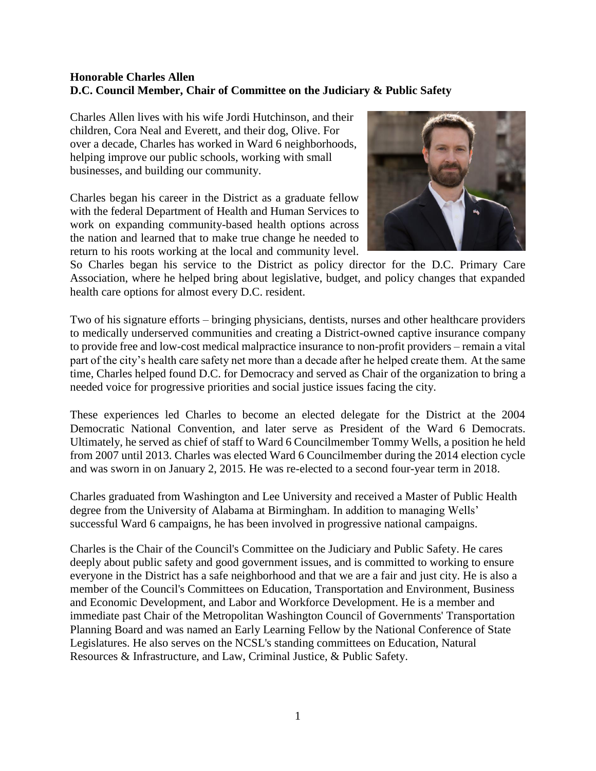**Honorable Charles Allen**
**D.C. Council Member, Chair of Committee on the Judiciary & Public Safety**

Charles Allen lives with his wife Jordi Hutchinson, and their children, Cora Neal and Everett, and their dog, Olive. For over a decade, Charles has worked in Ward 6 neighborhoods, helping improve our public schools, working with small businesses, and building our community.

Charles began his career in the District as a graduate fellow with the federal Department of Health and Human Services to work on expanding community-based health options across the nation and learned that to make true change he needed to return to his roots working at the local and community level. So Charles began his service to the District as policy director for the D.C. Primary Care Association, where he helped bring about legislative, budget, and policy changes that expanded health care options for almost every D.C. resident.

Two of his signature efforts – bringing physicians, dentists, nurses and other healthcare providers to medically underserved communities and creating a District-owned captive insurance company to provide free and low-cost medical malpractice insurance to non-profit providers – remain a vital part of the city's health care safety net more than a decade after he helped create them. At the same time, Charles helped found D.C. for Democracy and served as Chair of the organization to bring a needed voice for progressive priorities and social justice issues facing the city.

These experiences led Charles to become an elected delegate for the District at the 2004 Democratic National Convention, and later serve as President of the Ward 6 Democrats. Ultimately, he served as chief of staff to Ward 6 Councilmember Tommy Wells, a position he held from 2007 until 2013. Charles was elected Ward 6 Councilmember during the 2014 election cycle and was sworn in on January 2, 2015. He was re-elected to a second four-year term in 2018.

Charles graduated from Washington and Lee University and received a Master of Public Health degree from the University of Alabama at Birmingham. In addition to managing Wells' successful Ward 6 campaigns, he has been involved in progressive national campaigns.

Charles is the Chair of the Council's Committee on the Judiciary and Public Safety. He cares deeply about public safety and good government issues, and is committed to working to ensure everyone in the District has a safe neighborhood and that we are a fair and just city. He is also a member of the Council's Committees on Education, Transportation and Environment, Business and Economic Development, and Labor and Workforce Development. He is a member and immediate past Chair of the Metropolitan Washington Council of Governments' Transportation Planning Board and was named an Early Learning Fellow by the National Conference of State Legislatures. He also serves on the NCSL's standing committees on Education, Natural Resources & Infrastructure, and Law, Criminal Justice, & Public Safety.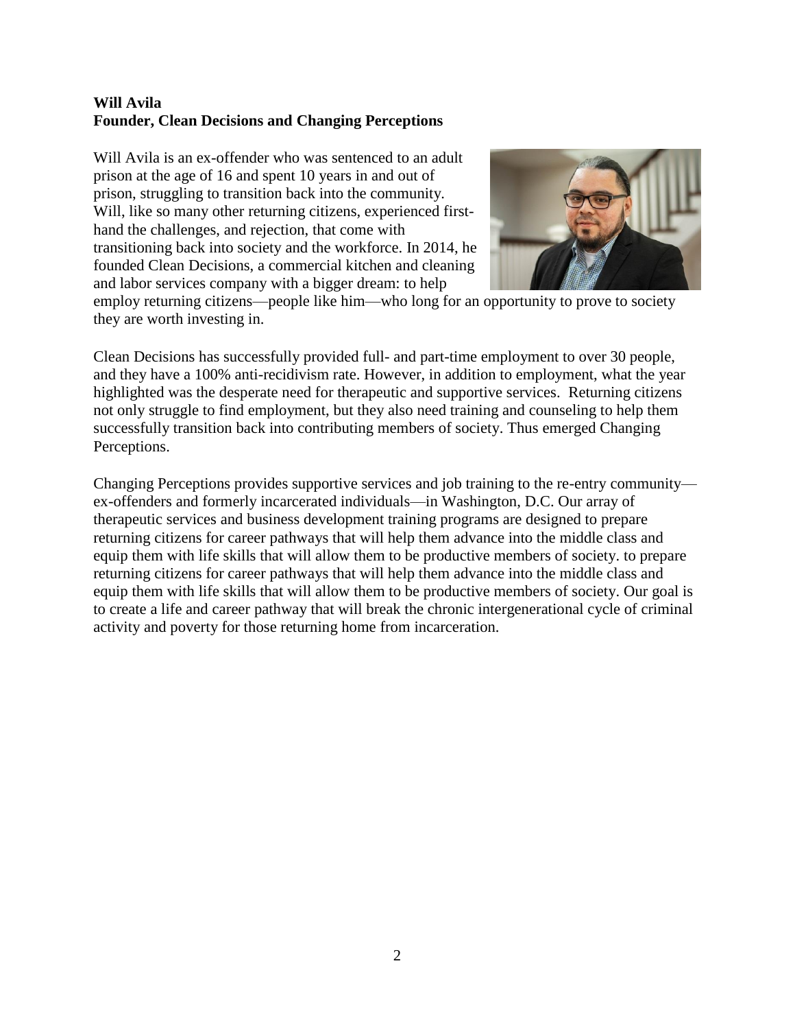**Will Avila**
**Founder, Clean Decisions and Changing Perceptions**

Will Avila is an ex-offender who was sentenced to an adult prison at the age of 16 and spent 10 years in and out of prison, struggling to transition back into the community. Will, like so many other returning citizens, experienced first-hand the challenges, and rejection, that come with transitioning back into society and the workforce. In 2014, he founded Clean Decisions, a commercial kitchen and cleaning and labor services company with a bigger dream: to help employ returning citizens—people like him—who long for an opportunity to prove to society they are worth investing in.

Clean Decisions has successfully provided full- and part-time employment to over 30 people, and they have a 100% anti-recidivism rate. However, in addition to employment, what the year highlighted was the desperate need for therapeutic and supportive services. Returning citizens not only struggle to find employment, but they also need training and counseling to help them successfully transition back into contributing members of society. Thus emerged Changing Perceptions.

Changing Perceptions provides supportive services and job training to the re-entry community—ex-offenders and formerly incarcerated individuals—in Washington, D.C. Our array of therapeutic services and business development training programs are designed to prepare returning citizens for career pathways that will help them advance into the middle class and equip them with life skills that will allow them to be productive members of society. to prepare returning citizens for career pathways that will help them advance into the middle class and equip them with life skills that will allow them to be productive members of society. Our goal is to create a life and career pathway that will break the chronic intergenerational cycle of criminal activity and poverty for those returning home from incarceration.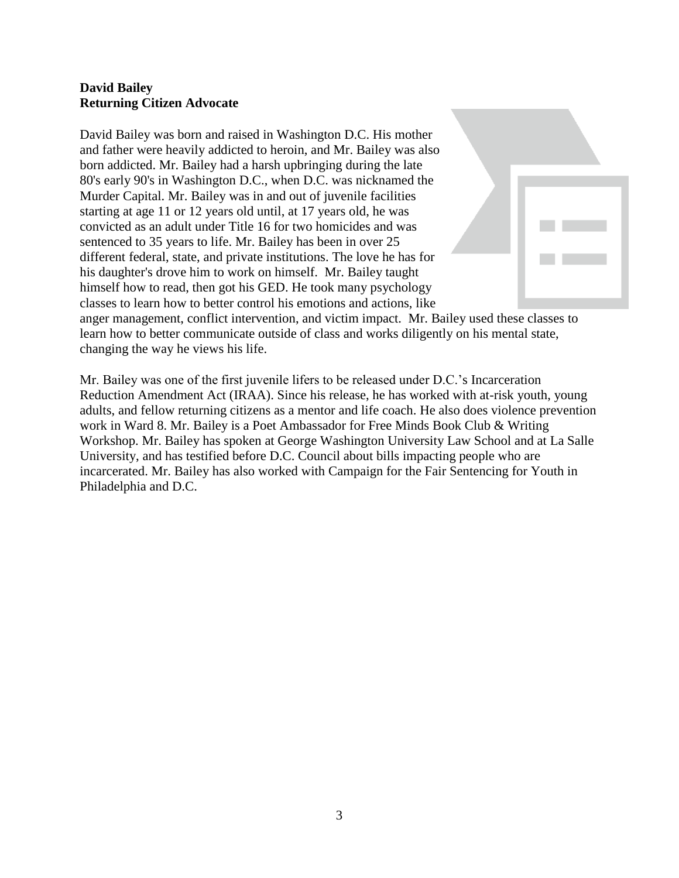**David Bailey**
**Returning Citizen Advocate**

David Bailey was born and raised in Washington D.C. His mother and father were heavily addicted to heroin, and Mr. Bailey was also born addicted. Mr. Bailey had a harsh upbringing during the late 80's early 90's in Washington D.C., when D.C. was nicknamed the Murder Capital. Mr. Bailey was in and out of juvenile facilities starting at age 11 or 12 years old until, at 17 years old, he was convicted as an adult under Title 16 for two homicides and was sentenced to 35 years to life. Mr. Bailey has been in over 25 different federal, state, and private institutions. The love he has for his daughter's drove him to work on himself. Mr. Bailey taught himself how to read, then got his GED. He took many psychology classes to learn how to better control his emotions and actions, like anger management, conflict intervention, and victim impact. Mr. Bailey used these classes to learn how to better communicate outside of class and works diligently on his mental state, changing the way he views his life.

Mr. Bailey was one of the first juvenile lifers to be released under D.C.'s Incarceration Reduction Amendment Act (IRAA). Since his release, he has worked with at-risk youth, young adults, and fellow returning citizens as a mentor and life coach. He also does violence prevention work in Ward 8. Mr. Bailey is a Poet Ambassador for Free Minds Book Club & Writing Workshop. Mr. Bailey has spoken at George Washington University Law School and at La Salle University, and has testified before D.C. Council about bills impacting people who are incarcerated. Mr. Bailey has also worked with Campaign for the Fair Sentencing for Youth in Philadelphia and D.C.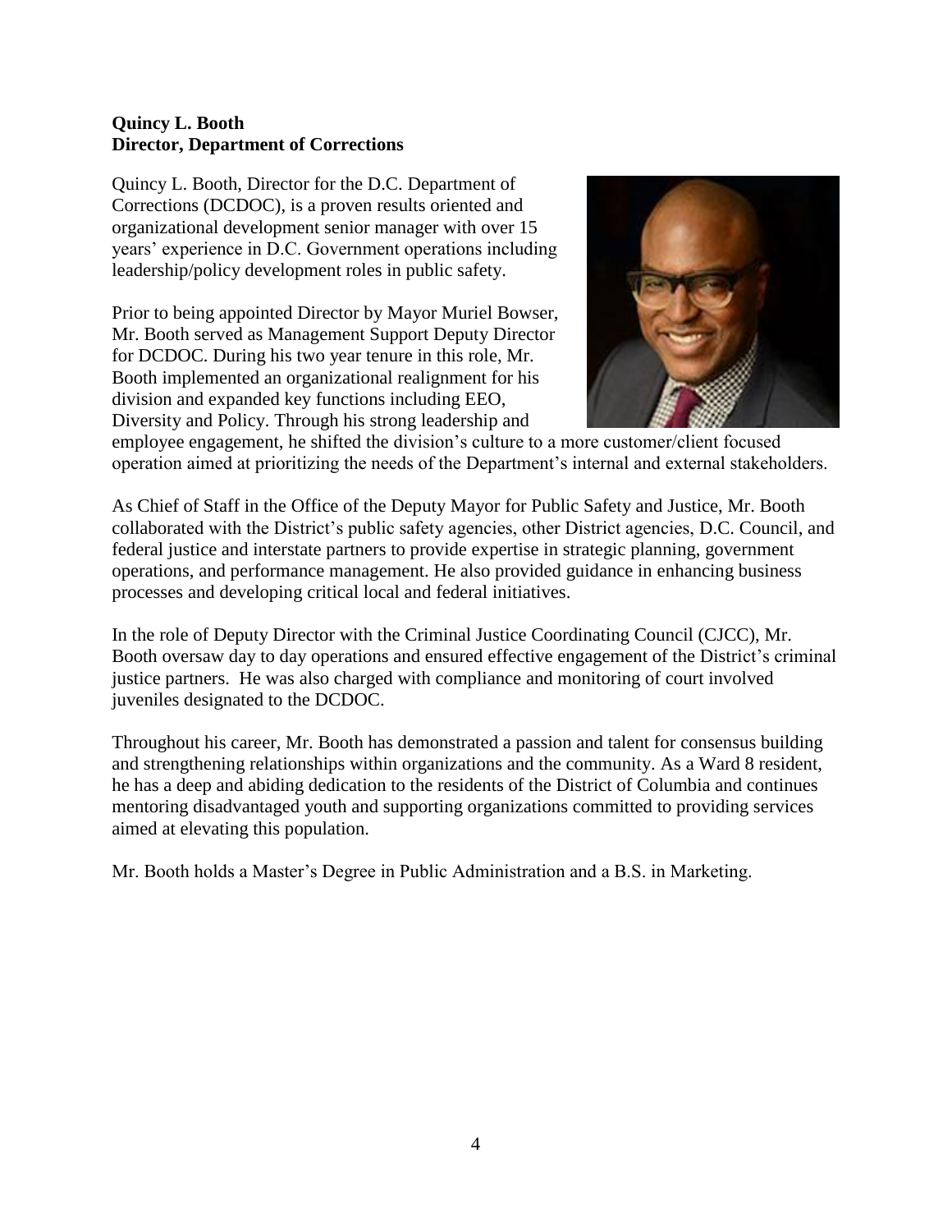**Quincy L. Booth**
**Director, Department of Corrections**

Quincy L. Booth, Director for the D.C. Department of Corrections (DCDOC), is a proven results oriented and organizational development senior manager with over 15 years' experience in D.C. Government operations including leadership/policy development roles in public safety.

Prior to being appointed Director by Mayor Muriel Bowser, Mr. Booth served as Management Support Deputy Director for DCDOC. During his two year tenure in this role, Mr. Booth implemented an organizational realignment for his division and expanded key functions including EEO, Diversity and Policy. Through his strong leadership and employee engagement, he shifted the division's culture to a more customer/client focused operation aimed at prioritizing the needs of the Department's internal and external stakeholders.

As Chief of Staff in the Office of the Deputy Mayor for Public Safety and Justice, Mr. Booth collaborated with the District's public safety agencies, other District agencies, D.C. Council, and federal justice and interstate partners to provide expertise in strategic planning, government operations, and performance management. He also provided guidance in enhancing business processes and developing critical local and federal initiatives.

In the role of Deputy Director with the Criminal Justice Coordinating Council (CJCC), Mr. Booth oversaw day to day operations and ensured effective engagement of the District's criminal justice partners. He was also charged with compliance and monitoring of court involved juveniles designated to the DCDOC.

Throughout his career, Mr. Booth has demonstrated a passion and talent for consensus building and strengthening relationships within organizations and the community. As a Ward 8 resident, he has a deep and abiding dedication to the residents of the District of Columbia and continues mentoring disadvantaged youth and supporting organizations committed to providing services aimed at elevating this population.

Mr. Booth holds a Master's Degree in Public Administration and a B.S. in Marketing.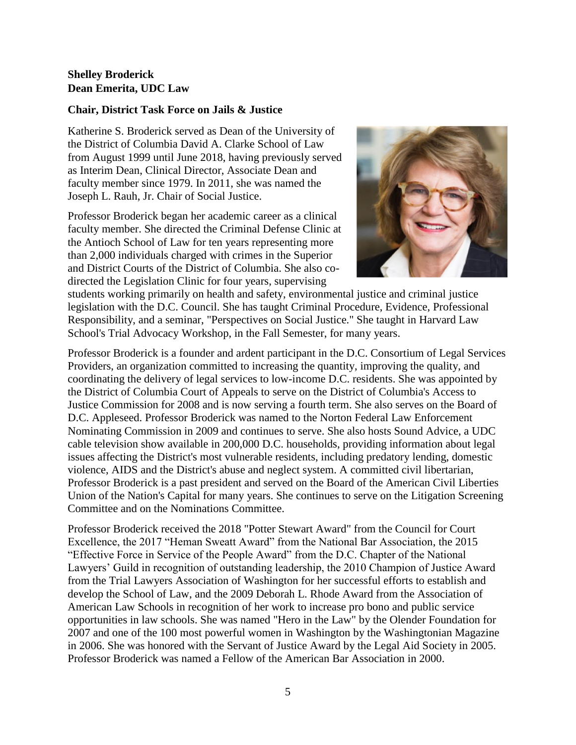**Shelley Broderick**
**Dean Emerita, UDC Law**

**Chair, District Task Force on Jails & Justice**

Katherine S. Broderick served as Dean of the University of the District of Columbia David A. Clarke School of Law from August 1999 until June 2018, having previously served as Interim Dean, Clinical Director, Associate Dean and faculty member since 1979. In 2011, she was named the Joseph L. Rauh, Jr. Chair of Social Justice.

Professor Broderick began her academic career as a clinical faculty member. She directed the Criminal Defense Clinic at the Antioch School of Law for ten years representing more than 2,000 individuals charged with crimes in the Superior and District Courts of the District of Columbia. She also co-directed the Legislation Clinic for four years, supervising students working primarily on health and safety, environmental justice and criminal justice legislation with the D.C. Council. She has taught Criminal Procedure, Evidence, Professional Responsibility, and a seminar, "Perspectives on Social Justice." She taught in Harvard Law School's Trial Advocacy Workshop, in the Fall Semester, for many years.

Professor Broderick is a founder and ardent participant in the D.C. Consortium of Legal Services Providers, an organization committed to increasing the quantity, improving the quality, and coordinating the delivery of legal services to low-income D.C. residents. She was appointed by the District of Columbia Court of Appeals to serve on the District of Columbia's Access to Justice Commission for 2008 and is now serving a fourth term. She also serves on the Board of D.C. Appleseed. Professor Broderick was named to the Norton Federal Law Enforcement Nominating Commission in 2009 and continues to serve. She also hosts Sound Advice, a UDC cable television show available in 200,000 D.C. households, providing information about legal issues affecting the District's most vulnerable residents, including predatory lending, domestic violence, AIDS and the District's abuse and neglect system. A committed civil libertarian, Professor Broderick is a past president and served on the Board of the American Civil Liberties Union of the Nation's Capital for many years. She continues to serve on the Litigation Screening Committee and on the Nominations Committee.

Professor Broderick received the 2018 "Potter Stewart Award" from the Council for Court Excellence, the 2017 "Heman Sweatt Award" from the National Bar Association, the 2015 "Effective Force in Service of the People Award" from the D.C. Chapter of the National Lawyers' Guild in recognition of outstanding leadership, the 2010 Champion of Justice Award from the Trial Lawyers Association of Washington for her successful efforts to establish and develop the School of Law, and the 2009 Deborah L. Rhode Award from the Association of American Law Schools in recognition of her work to increase pro bono and public service opportunities in law schools. She was named "Hero in the Law" by the Olender Foundation for 2007 and one of the 100 most powerful women in Washington by the Washingtonian Magazine in 2006. She was honored with the Servant of Justice Award by the Legal Aid Society in 2005. Professor Broderick was named a Fellow of the American Bar Association in 2000.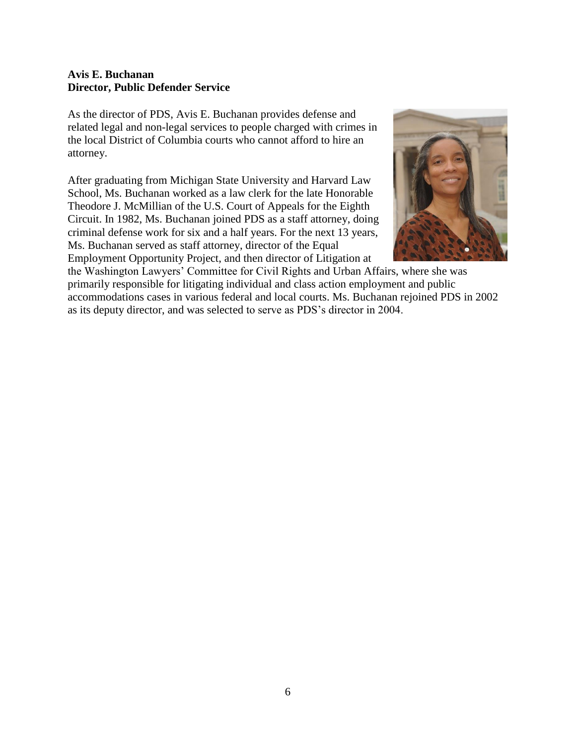**Avis E. Buchanan**
**Director, Public Defender Service**

As the director of PDS, Avis E. Buchanan provides defense and related legal and non-legal services to people charged with crimes in the local District of Columbia courts who cannot afford to hire an attorney.

After graduating from Michigan State University and Harvard Law School, Ms. Buchanan worked as a law clerk for the late Honorable Theodore J. McMillian of the U.S. Court of Appeals for the Eighth Circuit. In 1982, Ms. Buchanan joined PDS as a staff attorney, doing criminal defense work for six and a half years. For the next 13 years, Ms. Buchanan served as staff attorney, director of the Equal Employment Opportunity Project, and then director of Litigation at the Washington Lawyers' Committee for Civil Rights and Urban Affairs, where she was primarily responsible for litigating individual and class action employment and public accommodations cases in various federal and local courts. Ms. Buchanan rejoined PDS in 2002 as its deputy director, and was selected to serve as PDS's director in 2004.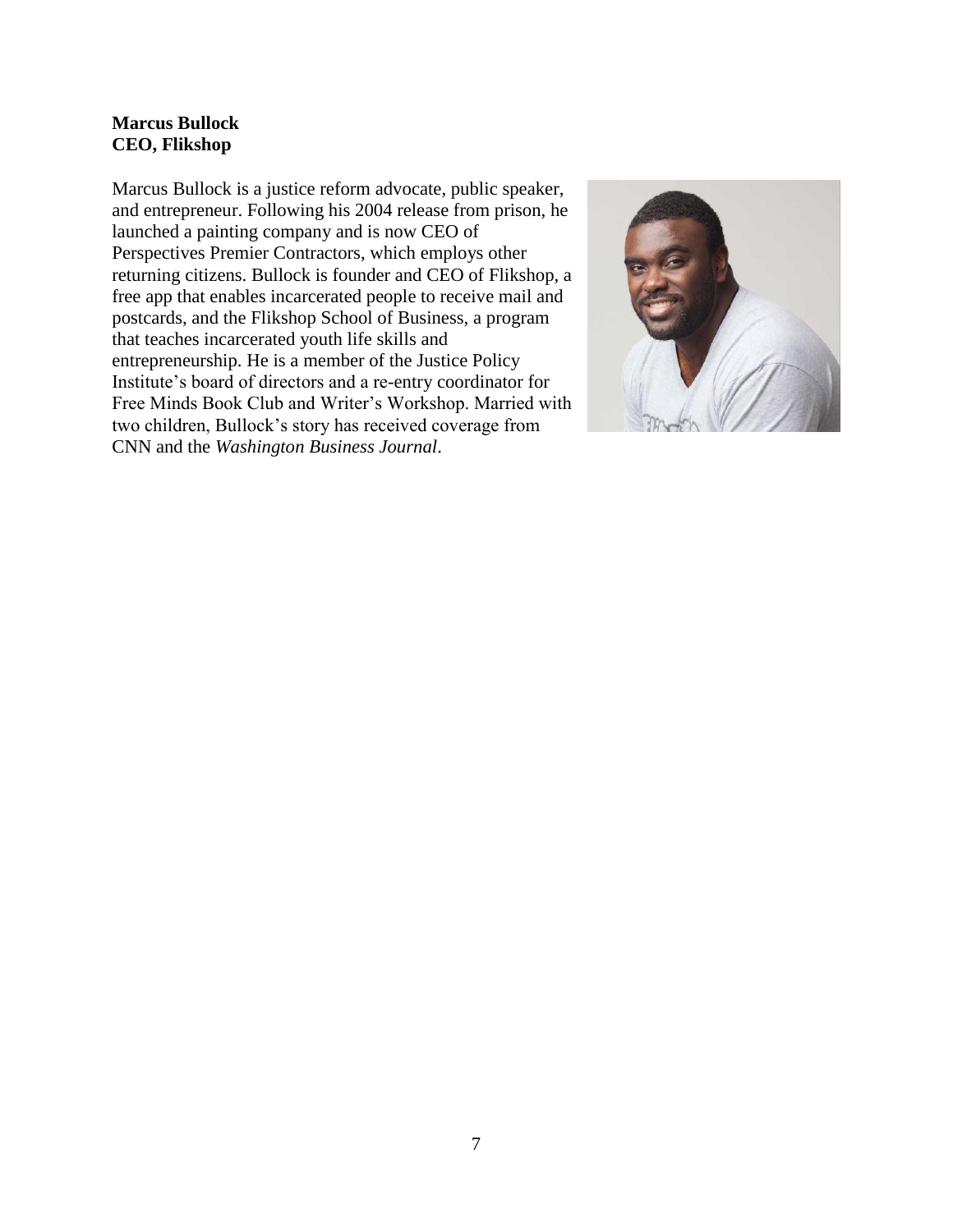**Marcus Bullock**
**CEO, Flikshop**

Marcus Bullock is a justice reform advocate, public speaker, and entrepreneur. Following his 2004 release from prison, he launched a painting company and is now CEO of Perspectives Premier Contractors, which employs other returning citizens. Bullock is founder and CEO of Flikshop, a free app that enables incarcerated people to receive mail and postcards, and the Flikshop School of Business, a program that teaches incarcerated youth life skills and entrepreneurship. He is a member of the Justice Policy Institute's board of directors and a re-entry coordinator for Free Minds Book Club and Writer's Workshop. Married with two children, Bullock's story has received coverage from CNN and the *Washington Business Journal*.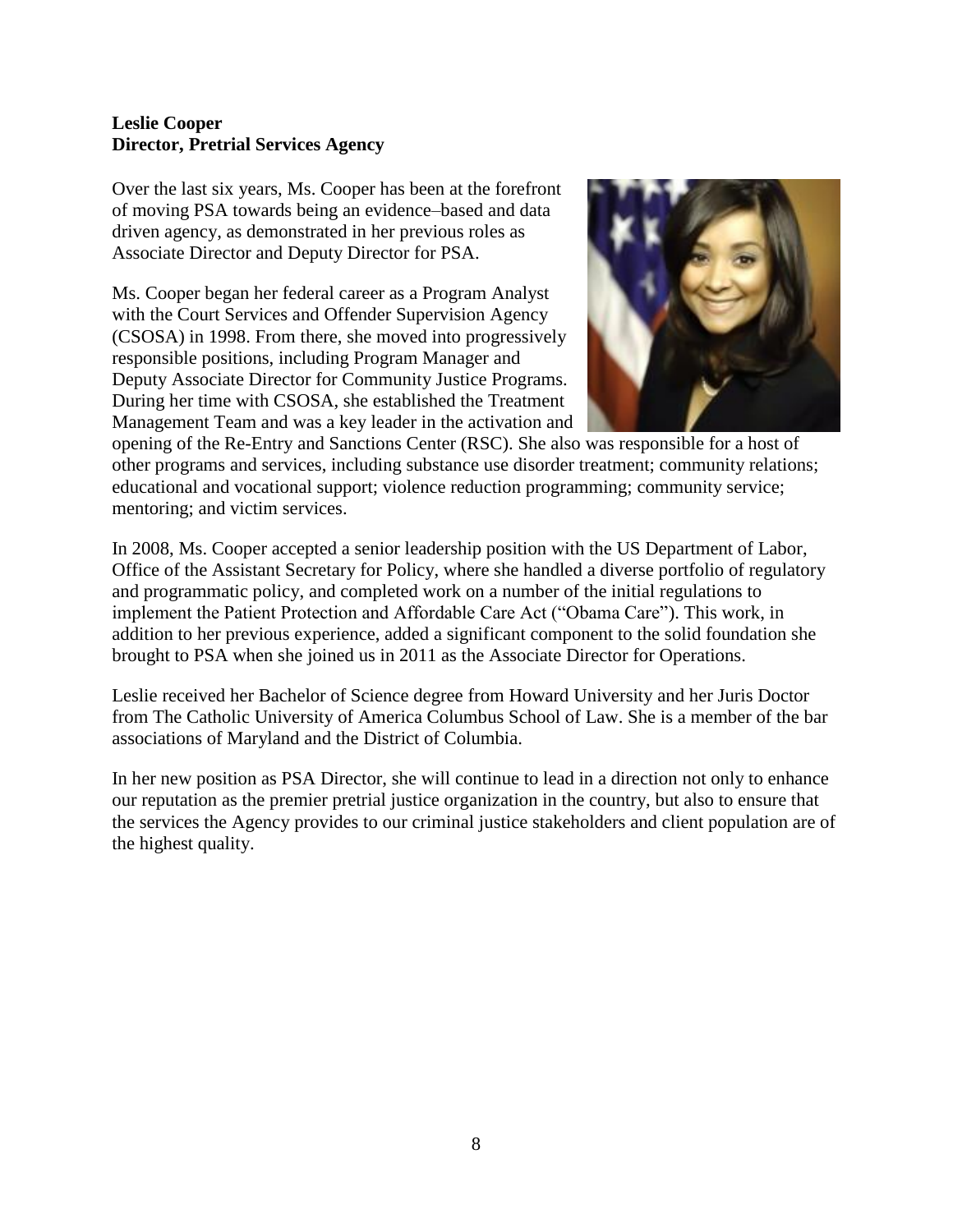**Leslie Cooper**
**Director, Pretrial Services Agency**

Over the last six years, Ms. Cooper has been at the forefront of moving PSA towards being an evidence–based and data driven agency, as demonstrated in her previous roles as Associate Director and Deputy Director for PSA.

Ms. Cooper began her federal career as a Program Analyst with the Court Services and Offender Supervision Agency (CSOSA) in 1998. From there, she moved into progressively responsible positions, including Program Manager and Deputy Associate Director for Community Justice Programs. During her time with CSOSA, she established the Treatment Management Team and was a key leader in the activation and opening of the Re-Entry and Sanctions Center (RSC). She also was responsible for a host of other programs and services, including substance use disorder treatment; community relations; educational and vocational support; violence reduction programming; community service; mentoring; and victim services.

In 2008, Ms. Cooper accepted a senior leadership position with the US Department of Labor, Office of the Assistant Secretary for Policy, where she handled a diverse portfolio of regulatory and programmatic policy, and completed work on a number of the initial regulations to implement the Patient Protection and Affordable Care Act ("Obama Care"). This work, in addition to her previous experience, added a significant component to the solid foundation she brought to PSA when she joined us in 2011 as the Associate Director for Operations.

Leslie received her Bachelor of Science degree from Howard University and her Juris Doctor from The Catholic University of America Columbus School of Law. She is a member of the bar associations of Maryland and the District of Columbia.

In her new position as PSA Director, she will continue to lead in a direction not only to enhance our reputation as the premier pretrial justice organization in the country, but also to ensure that the services the Agency provides to our criminal justice stakeholders and client population are of the highest quality.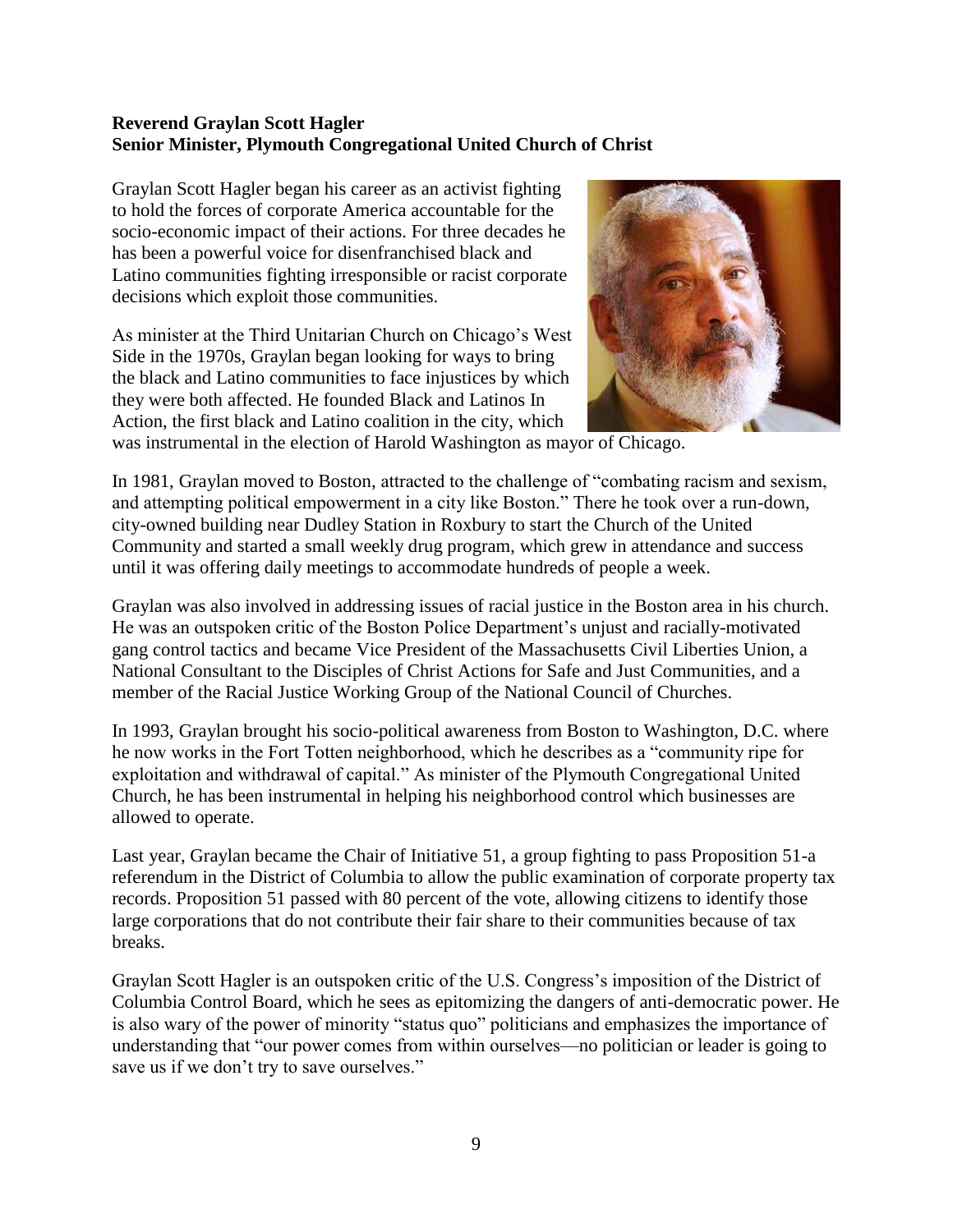**Reverend Graylan Scott Hagler**
**Senior Minister, Plymouth Congregational United Church of Christ**

Graylan Scott Hagler began his career as an activist fighting to hold the forces of corporate America accountable for the socio-economic impact of their actions. For three decades he has been a powerful voice for disenfranchised black and Latino communities fighting irresponsible or racist corporate decisions which exploit those communities.

As minister at the Third Unitarian Church on Chicago's West Side in the 1970s, Graylan began looking for ways to bring the black and Latino communities to face injustices by which they were both affected. He founded Black and Latinos In Action, the first black and Latino coalition in the city, which was instrumental in the election of Harold Washington as mayor of Chicago.

In 1981, Graylan moved to Boston, attracted to the challenge of "combating racism and sexism, and attempting political empowerment in a city like Boston." There he took over a run-down, city-owned building near Dudley Station in Roxbury to start the Church of the United Community and started a small weekly drug program, which grew in attendance and success until it was offering daily meetings to accommodate hundreds of people a week.

Graylan was also involved in addressing issues of racial justice in the Boston area in his church. He was an outspoken critic of the Boston Police Department's unjust and racially-motivated gang control tactics and became Vice President of the Massachusetts Civil Liberties Union, a National Consultant to the Disciples of Christ Actions for Safe and Just Communities, and a member of the Racial Justice Working Group of the National Council of Churches.

In 1993, Graylan brought his socio-political awareness from Boston to Washington, D.C. where he now works in the Fort Totten neighborhood, which he describes as a "community ripe for exploitation and withdrawal of capital." As minister of the Plymouth Congregational United Church, he has been instrumental in helping his neighborhood control which businesses are allowed to operate.

Last year, Graylan became the Chair of Initiative 51, a group fighting to pass Proposition 51-a referendum in the District of Columbia to allow the public examination of corporate property tax records. Proposition 51 passed with 80 percent of the vote, allowing citizens to identify those large corporations that do not contribute their fair share to their communities because of tax breaks.

Graylan Scott Hagler is an outspoken critic of the U.S. Congress's imposition of the District of Columbia Control Board, which he sees as epitomizing the dangers of anti-democratic power. He is also wary of the power of minority "status quo" politicians and emphasizes the importance of understanding that "our power comes from within ourselves—no politician or leader is going to save us if we don't try to save ourselves."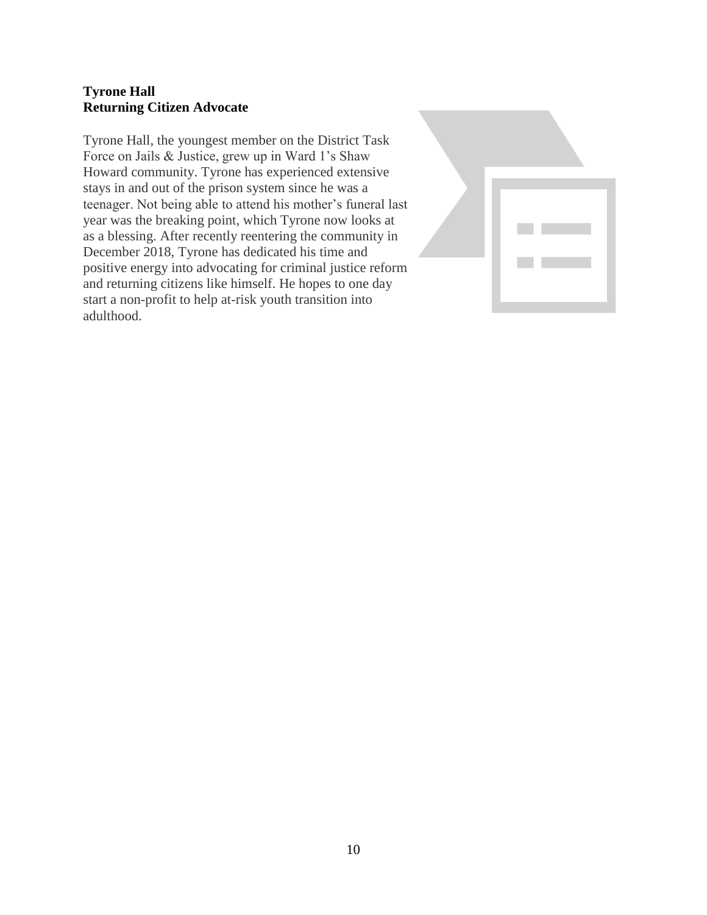**Tyrone Hall**
**Returning Citizen Advocate**

Tyrone Hall, the youngest member on the District Task Force on Jails & Justice, grew up in Ward 1's Shaw Howard community. Tyrone has experienced extensive stays in and out of the prison system since he was a teenager. Not being able to attend his mother's funeral last year was the breaking point, which Tyrone now looks at as a blessing. After recently reentering the community in December 2018, Tyrone has dedicated his time and positive energy into advocating for criminal justice reform and returning citizens like himself. He hopes to one day start a non-profit to help at-risk youth transition into adulthood.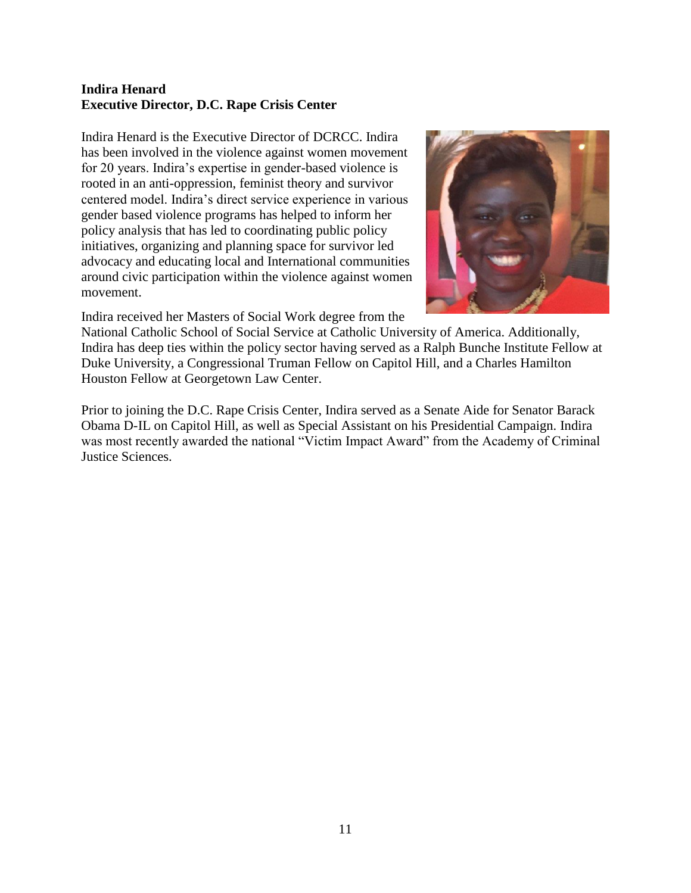**Indira Henard**
**Executive Director, D.C. Rape Crisis Center**

Indira Henard is the Executive Director of DCRCC. Indira has been involved in the violence against women movement for 20 years. Indira's expertise in gender-based violence is rooted in an anti-oppression, feminist theory and survivor centered model. Indira's direct service experience in various gender based violence programs has helped to inform her policy analysis that has led to coordinating public policy initiatives, organizing and planning space for survivor led advocacy and educating local and International communities around civic participation within the violence against women movement.

Indira received her Masters of Social Work degree from the National Catholic School of Social Service at Catholic University of America. Additionally, Indira has deep ties within the policy sector having served as a Ralph Bunche Institute Fellow at Duke University, a Congressional Truman Fellow on Capitol Hill, and a Charles Hamilton Houston Fellow at Georgetown Law Center.

Prior to joining the D.C. Rape Crisis Center, Indira served as a Senate Aide for Senator Barack Obama D-IL on Capitol Hill, as well as Special Assistant on his Presidential Campaign. Indira was most recently awarded the national "Victim Impact Award" from the Academy of Criminal Justice Sciences.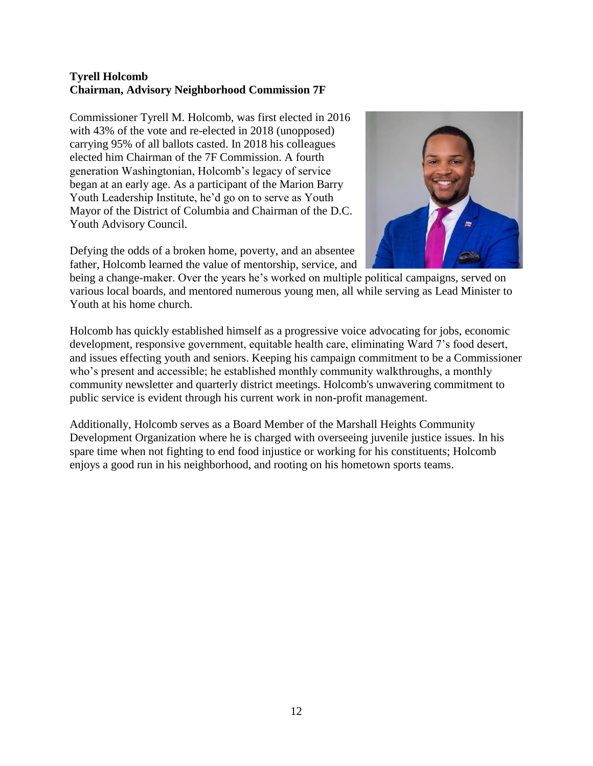**Tyrell Holcomb**
**Chairman, Advisory Neighborhood Commission 7F**

Commissioner Tyrell M. Holcomb, was first elected in 2016 with 43% of the vote and re-elected in 2018 (unopposed) carrying 95% of all ballots casted. In 2018 his colleagues elected him Chairman of the 7F Commission. A fourth generation Washingtonian, Holcomb's legacy of service began at an early age. As a participant of the Marion Barry Youth Leadership Institute, he'd go on to serve as Youth Mayor of the District of Columbia and Chairman of the D.C. Youth Advisory Council.

Defying the odds of a broken home, poverty, and an absentee father, Holcomb learned the value of mentorship, service, and being a change-maker. Over the years he's worked on multiple political campaigns, served on various local boards, and mentored numerous young men, all while serving as Lead Minister to Youth at his home church.

Holcomb has quickly established himself as a progressive voice advocating for jobs, economic development, responsive government, equitable health care, eliminating Ward 7's food desert, and issues effecting youth and seniors. Keeping his campaign commitment to be a Commissioner who's present and accessible; he established monthly community walkthroughs, a monthly community newsletter and quarterly district meetings. Holcomb's unwavering commitment to public service is evident through his current work in non-profit management.

Additionally, Holcomb serves as a Board Member of the Marshall Heights Community Development Organization where he is charged with overseeing juvenile justice issues. In his spare time when not fighting to end food injustice or working for his constituents; Holcomb enjoys a good run in his neighborhood, and rooting on his hometown sports teams.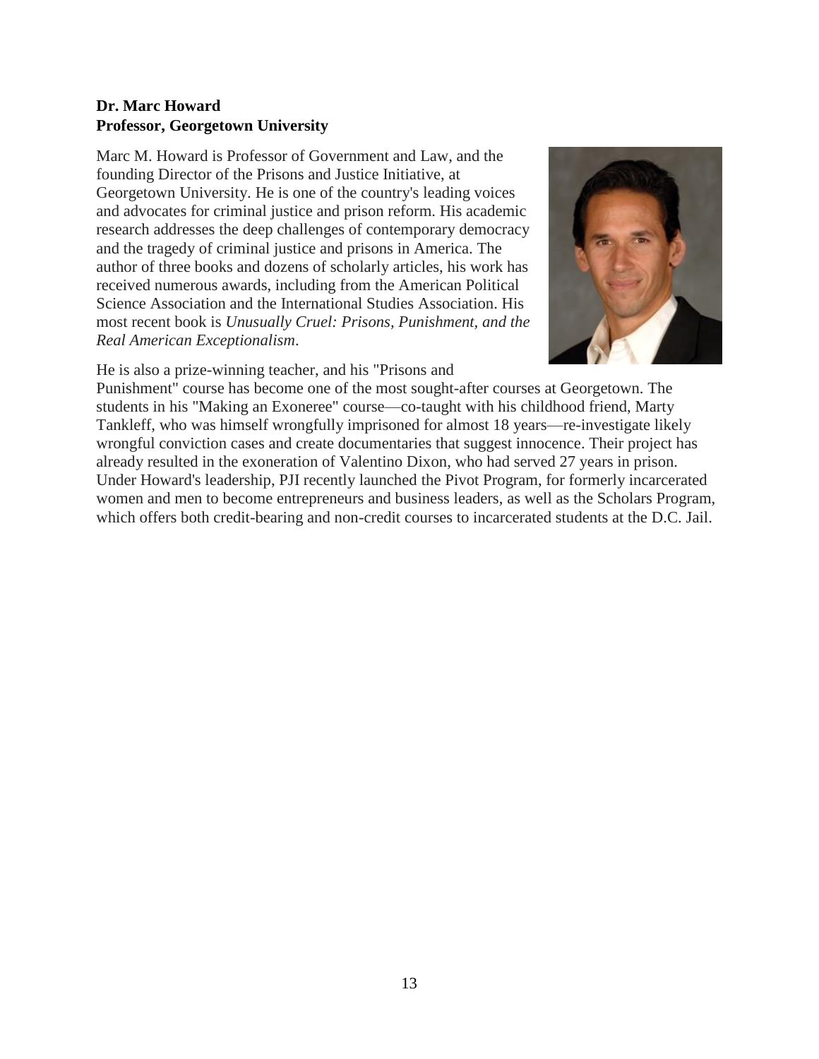**Dr. Marc Howard**
**Professor, Georgetown University**

Marc M. Howard is Professor of Government and Law, and the founding Director of the Prisons and Justice Initiative, at Georgetown University. He is one of the country's leading voices and advocates for criminal justice and prison reform. His academic research addresses the deep challenges of contemporary democracy and the tragedy of criminal justice and prisons in America. The author of three books and dozens of scholarly articles, his work has received numerous awards, including from the American Political Science Association and the International Studies Association. His most recent book is *Unusually Cruel: Prisons, Punishment, and the Real American Exceptionalism*.

He is also a prize-winning teacher, and his "Prisons and Punishment" course has become one of the most sought-after courses at Georgetown. The students in his "Making an Exoneree" course—co-taught with his childhood friend, Marty Tankleff, who was himself wrongfully imprisoned for almost 18 years—re-investigate likely wrongful conviction cases and create documentaries that suggest innocence. Their project has already resulted in the exoneration of Valentino Dixon, who had served 27 years in prison. Under Howard's leadership, PJI recently launched the Pivot Program, for formerly incarcerated women and men to become entrepreneurs and business leaders, as well as the Scholars Program, which offers both credit-bearing and non-credit courses to incarcerated students at the D.C. Jail.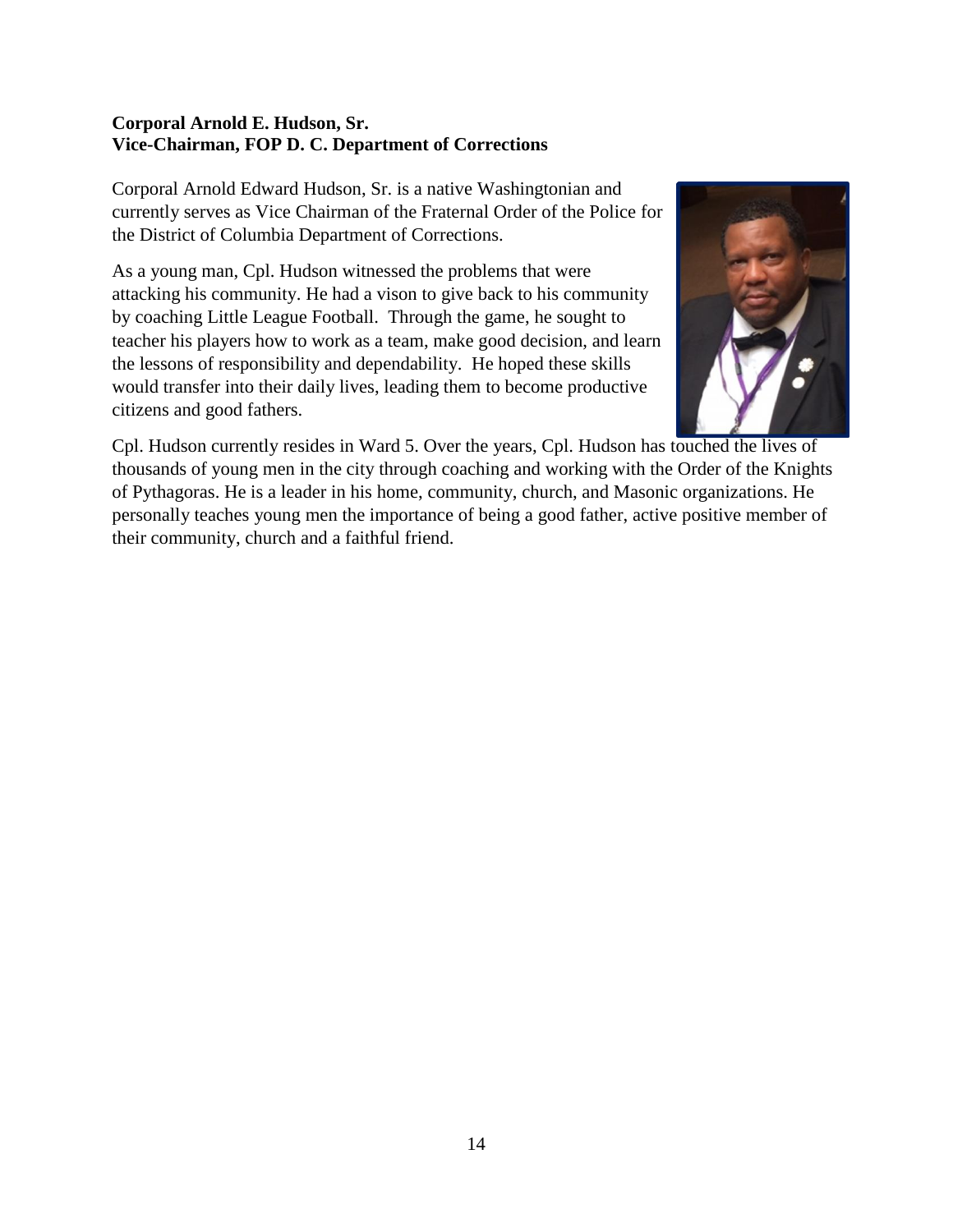**Corporal Arnold E. Hudson, Sr.**
**Vice-Chairman, FOP D. C. Department of Corrections**

Corporal Arnold Edward Hudson, Sr. is a native Washingtonian and currently serves as Vice Chairman of the Fraternal Order of the Police for the District of Columbia Department of Corrections.

As a young man, Cpl. Hudson witnessed the problems that were attacking his community. He had a vison to give back to his community by coaching Little League Football. Through the game, he sought to teacher his players how to work as a team, make good decision, and learn the lessons of responsibility and dependability. He hoped these skills would transfer into their daily lives, leading them to become productive citizens and good fathers.

Cpl. Hudson currently resides in Ward 5. Over the years, Cpl. Hudson has touched the lives of thousands of young men in the city through coaching and working with the Order of the Knights of Pythagoras. He is a leader in his home, community, church, and Masonic organizations. He personally teaches young men the importance of being a good father, active positive member of their community, church and a faithful friend.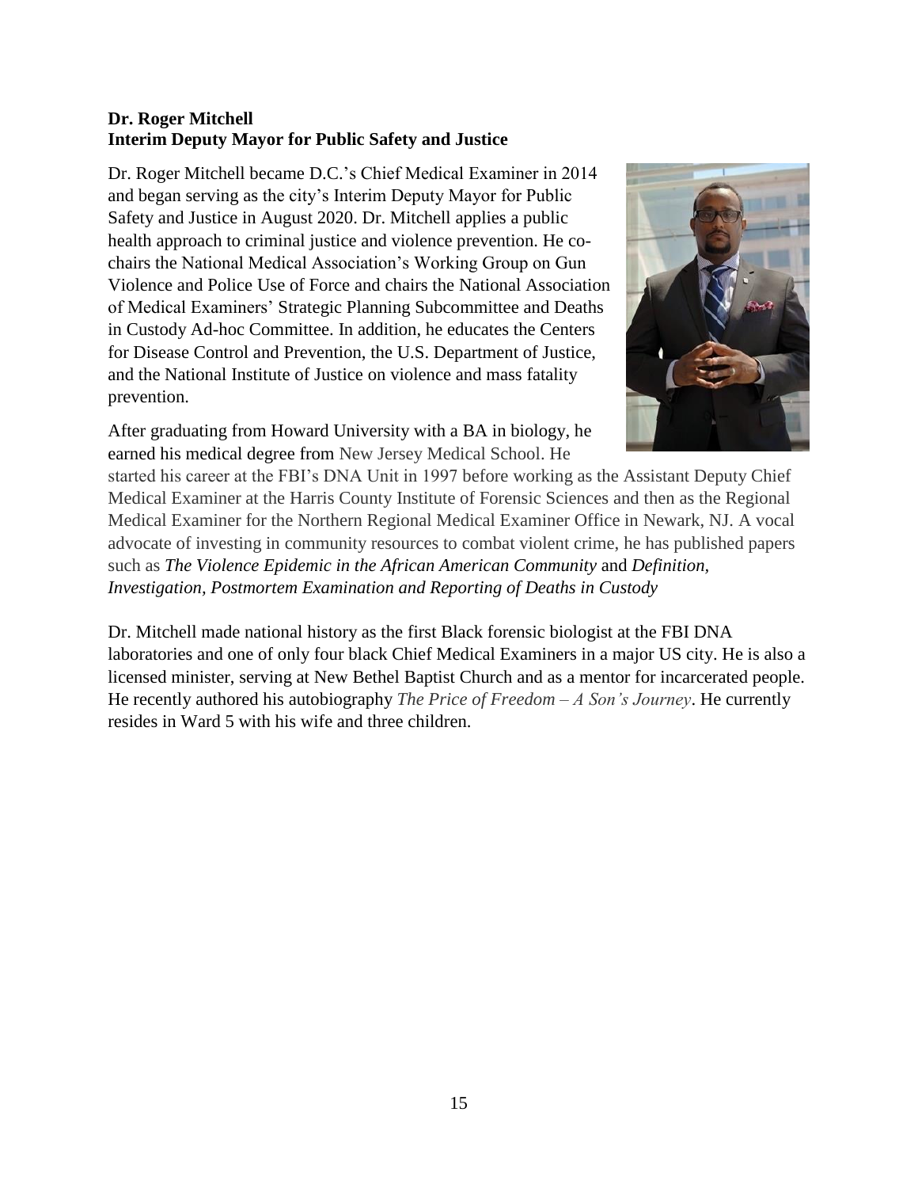**Dr. Roger Mitchell**
**Interim Deputy Mayor for Public Safety and Justice**

Dr. Roger Mitchell became D.C.'s Chief Medical Examiner in 2014 and began serving as the city's Interim Deputy Mayor for Public Safety and Justice in August 2020. Dr. Mitchell applies a public health approach to criminal justice and violence prevention. He co-chairs the National Medical Association's Working Group on Gun Violence and Police Use of Force and chairs the National Association of Medical Examiners' Strategic Planning Subcommittee and Deaths in Custody Ad-hoc Committee. In addition, he educates the Centers for Disease Control and Prevention, the U.S. Department of Justice, and the National Institute of Justice on violence and mass fatality prevention.

After graduating from Howard University with a BA in biology, he earned his medical degree from New Jersey Medical School. He started his career at the FBI's DNA Unit in 1997 before working as the Assistant Deputy Chief Medical Examiner at the Harris County Institute of Forensic Sciences and then as the Regional Medical Examiner for the Northern Regional Medical Examiner Office in Newark, NJ. A vocal advocate of investing in community resources to combat violent crime, he has published papers such as *The Violence Epidemic in the African American Community* and *Definition, Investigation, Postmortem Examination and Reporting of Deaths in Custody*

Dr. Mitchell made national history as the first Black forensic biologist at the FBI DNA laboratories and one of only four black Chief Medical Examiners in a major US city. He is also a licensed minister, serving at New Bethel Baptist Church and as a mentor for incarcerated people. He recently authored his autobiography *The Price of Freedom – A Son's Journey*. He currently resides in Ward 5 with his wife and three children.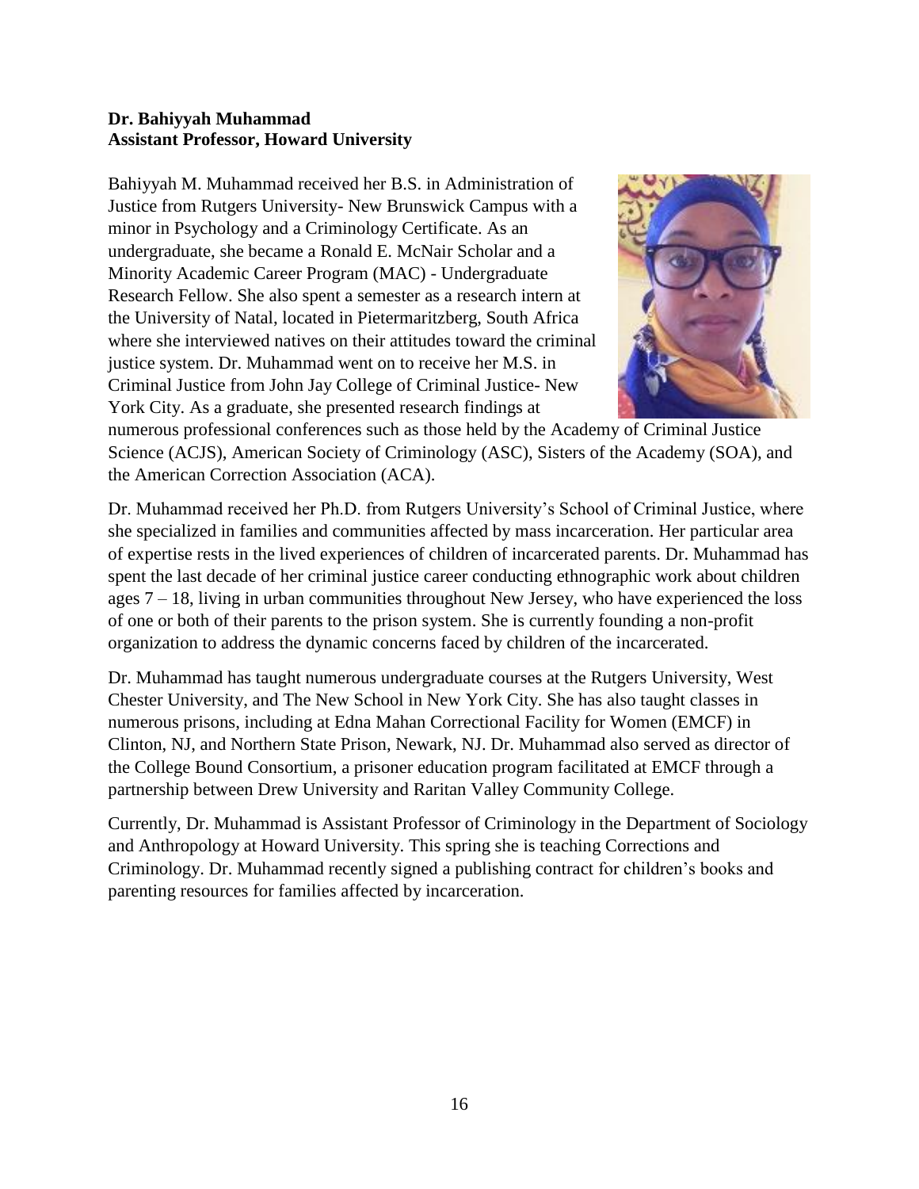**Dr. Bahiyyah Muhammad**
**Assistant Professor, Howard University**

Bahiyyah M. Muhammad received her B.S. in Administration of Justice from Rutgers University- New Brunswick Campus with a minor in Psychology and a Criminology Certificate. As an undergraduate, she became a Ronald E. McNair Scholar and a Minority Academic Career Program (MAC) - Undergraduate Research Fellow. She also spent a semester as a research intern at the University of Natal, located in Pietermaritzberg, South Africa where she interviewed natives on their attitudes toward the criminal justice system. Dr. Muhammad went on to receive her M.S. in Criminal Justice from John Jay College of Criminal Justice- New York City. As a graduate, she presented research findings at numerous professional conferences such as those held by the Academy of Criminal Justice Science (ACJS), American Society of Criminology (ASC), Sisters of the Academy (SOA), and the American Correction Association (ACA).

Dr. Muhammad received her Ph.D. from Rutgers University's School of Criminal Justice, where she specialized in families and communities affected by mass incarceration. Her particular area of expertise rests in the lived experiences of children of incarcerated parents. Dr. Muhammad has spent the last decade of her criminal justice career conducting ethnographic work about children ages 7 – 18, living in urban communities throughout New Jersey, who have experienced the loss of one or both of their parents to the prison system. She is currently founding a non-profit organization to address the dynamic concerns faced by children of the incarcerated.

Dr. Muhammad has taught numerous undergraduate courses at the Rutgers University, West Chester University, and The New School in New York City. She has also taught classes in numerous prisons, including at Edna Mahan Correctional Facility for Women (EMCF) in Clinton, NJ, and Northern State Prison, Newark, NJ. Dr. Muhammad also served as director of the College Bound Consortium, a prisoner education program facilitated at EMCF through a partnership between Drew University and Raritan Valley Community College.

Currently, Dr. Muhammad is Assistant Professor of Criminology in the Department of Sociology and Anthropology at Howard University. This spring she is teaching Corrections and Criminology. Dr. Muhammad recently signed a publishing contract for children's books and parenting resources for families affected by incarceration.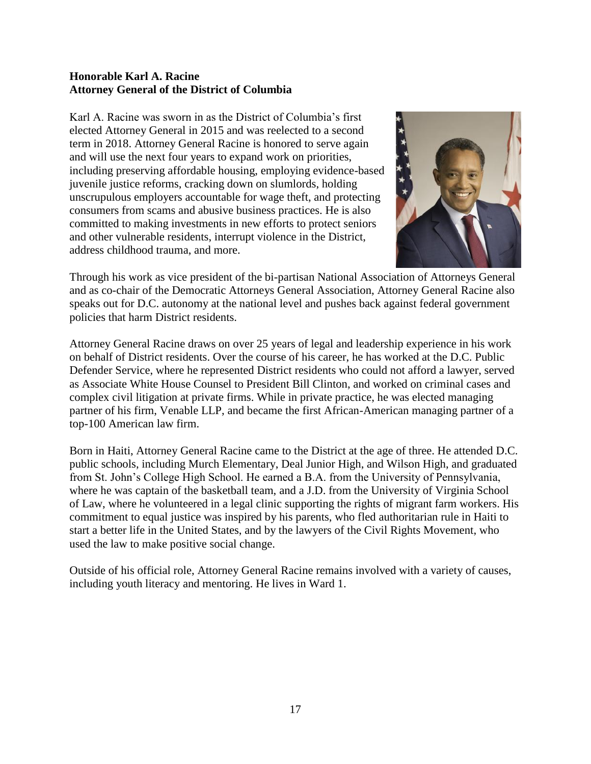**Honorable Karl A. Racine**
**Attorney General of the District of Columbia**

Karl A. Racine was sworn in as the District of Columbia's first elected Attorney General in 2015 and was reelected to a second term in 2018. Attorney General Racine is honored to serve again and will use the next four years to expand work on priorities, including preserving affordable housing, employing evidence-based juvenile justice reforms, cracking down on slumlords, holding unscrupulous employers accountable for wage theft, and protecting consumers from scams and abusive business practices. He is also committed to making investments in new efforts to protect seniors and other vulnerable residents, interrupt violence in the District, address childhood trauma, and more.

Through his work as vice president of the bi-partisan National Association of Attorneys General and as co-chair of the Democratic Attorneys General Association, Attorney General Racine also speaks out for D.C. autonomy at the national level and pushes back against federal government policies that harm District residents.

Attorney General Racine draws on over 25 years of legal and leadership experience in his work on behalf of District residents. Over the course of his career, he has worked at the D.C. Public Defender Service, where he represented District residents who could not afford a lawyer, served as Associate White House Counsel to President Bill Clinton, and worked on criminal cases and complex civil litigation at private firms. While in private practice, he was elected managing partner of his firm, Venable LLP, and became the first African-American managing partner of a top-100 American law firm.

Born in Haiti, Attorney General Racine came to the District at the age of three. He attended D.C. public schools, including Murch Elementary, Deal Junior High, and Wilson High, and graduated from St. John's College High School. He earned a B.A. from the University of Pennsylvania, where he was captain of the basketball team, and a J.D. from the University of Virginia School of Law, where he volunteered in a legal clinic supporting the rights of migrant farm workers. His commitment to equal justice was inspired by his parents, who fled authoritarian rule in Haiti to start a better life in the United States, and by the lawyers of the Civil Rights Movement, who used the law to make positive social change.

Outside of his official role, Attorney General Racine remains involved with a variety of causes, including youth literacy and mentoring. He lives in Ward 1.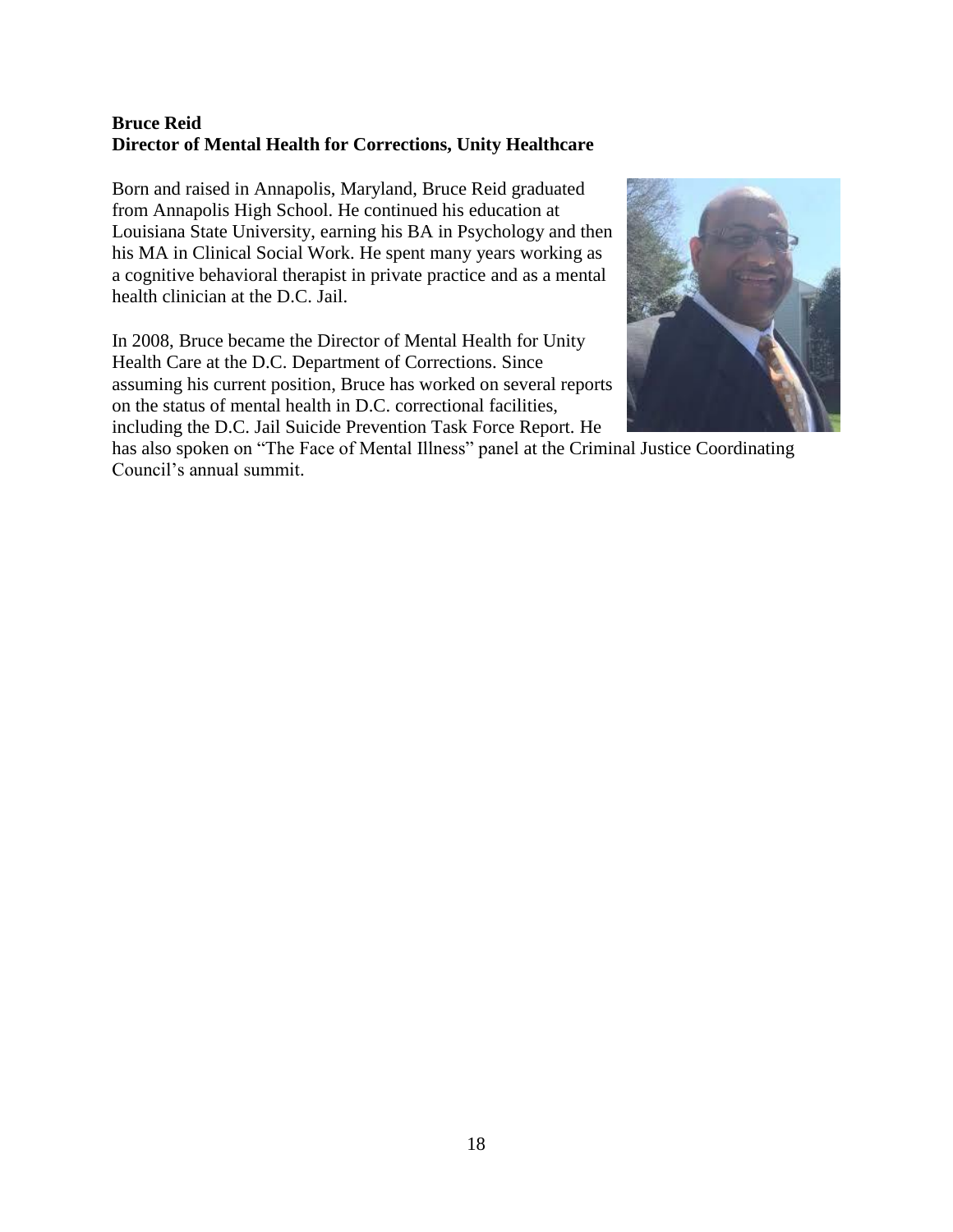**Bruce Reid**
**Director of Mental Health for Corrections, Unity Healthcare**

Born and raised in Annapolis, Maryland, Bruce Reid graduated from Annapolis High School. He continued his education at Louisiana State University, earning his BA in Psychology and then his MA in Clinical Social Work. He spent many years working as a cognitive behavioral therapist in private practice and as a mental health clinician at the D.C. Jail.

In 2008, Bruce became the Director of Mental Health for Unity Health Care at the D.C. Department of Corrections. Since assuming his current position, Bruce has worked on several reports on the status of mental health in D.C. correctional facilities, including the D.C. Jail Suicide Prevention Task Force Report. He has also spoken on "The Face of Mental Illness" panel at the Criminal Justice Coordinating Council's annual summit.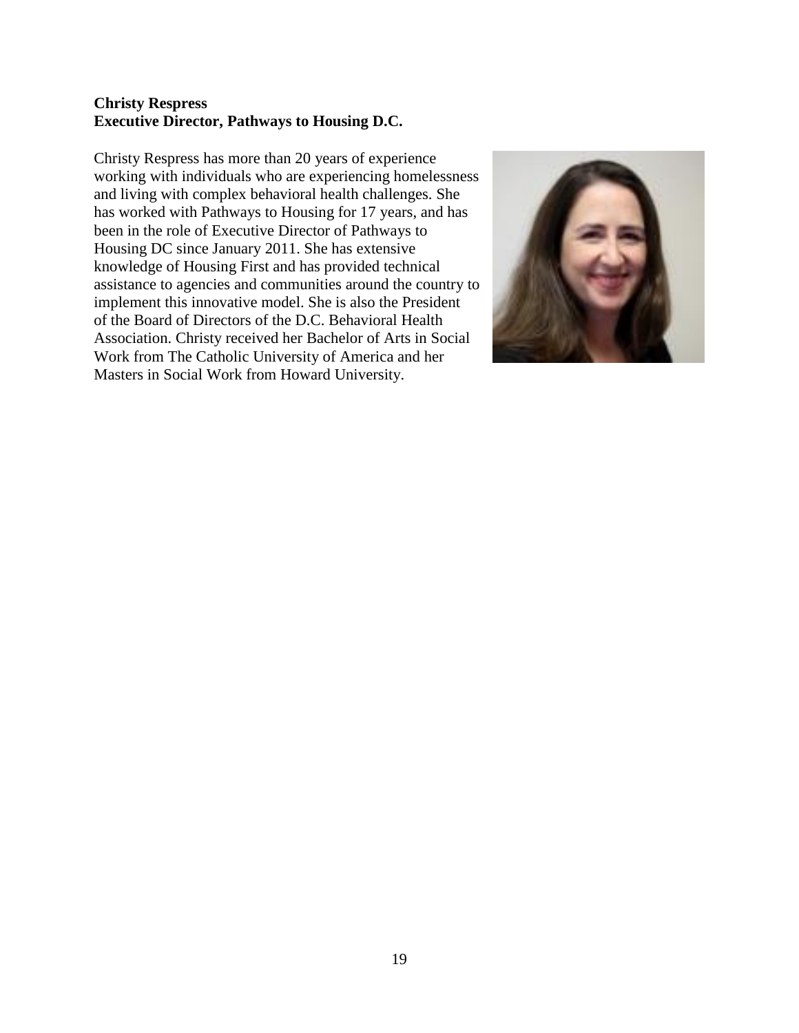**Christy Respress**
**Executive Director, Pathways to Housing D.C.**

Christy Respress has more than 20 years of experience working with individuals who are experiencing homelessness and living with complex behavioral health challenges. She has worked with Pathways to Housing for 17 years, and has been in the role of Executive Director of Pathways to Housing DC since January 2011. She has extensive knowledge of Housing First and has provided technical assistance to agencies and communities around the country to implement this innovative model. She is also the President of the Board of Directors of the D.C. Behavioral Health Association. Christy received her Bachelor of Arts in Social Work from The Catholic University of America and her Masters in Social Work from Howard University.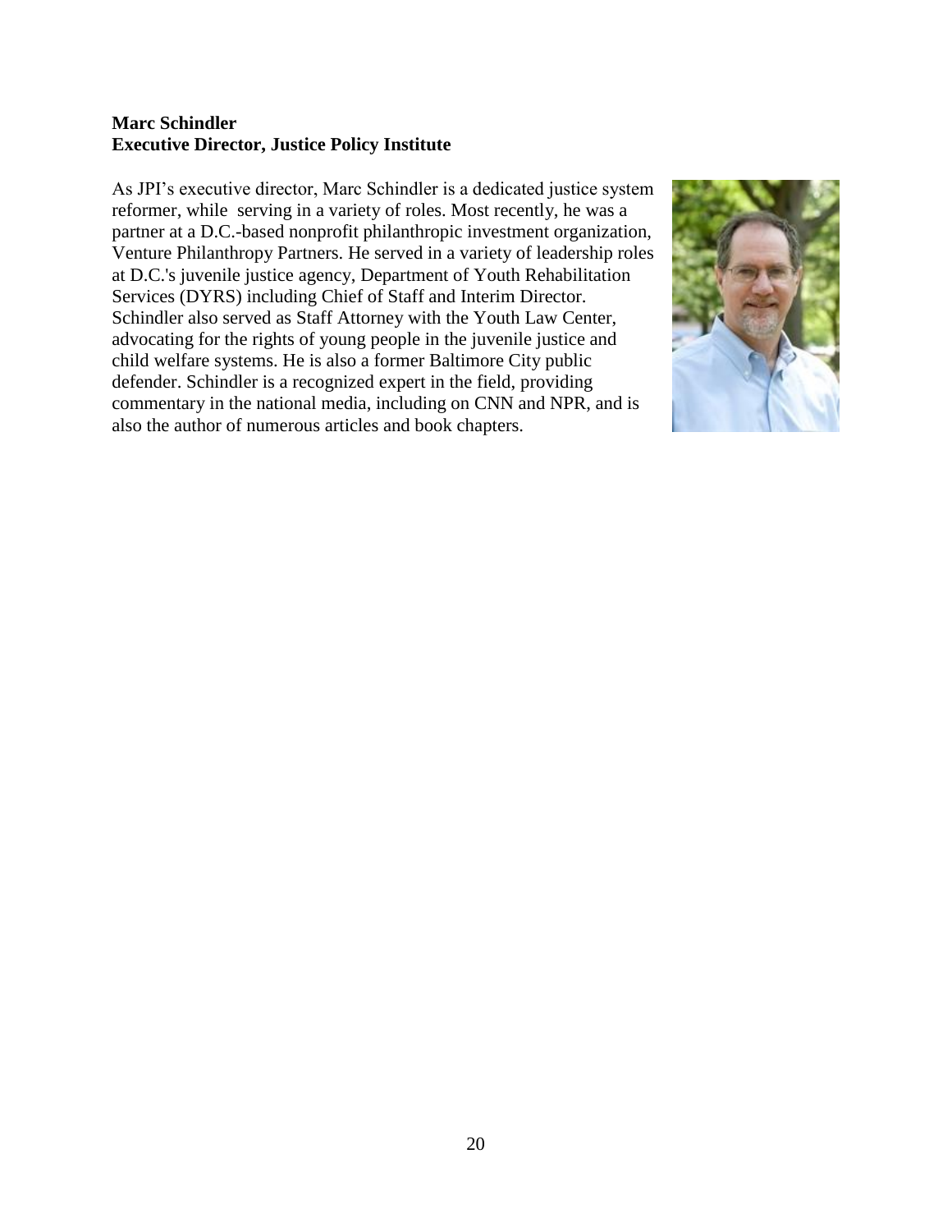**Marc Schindler**
**Executive Director, Justice Policy Institute**

As JPI's executive director, Marc Schindler is a dedicated justice system reformer, while serving in a variety of roles. Most recently, he was a partner at a D.C.-based nonprofit philanthropic investment organization, Venture Philanthropy Partners. He served in a variety of leadership roles at D.C.'s juvenile justice agency, Department of Youth Rehabilitation Services (DYRS) including Chief of Staff and Interim Director. Schindler also served as Staff Attorney with the Youth Law Center, advocating for the rights of young people in the juvenile justice and child welfare systems. He is also a former Baltimore City public defender. Schindler is a recognized expert in the field, providing commentary in the national media, including on CNN and NPR, and is also the author of numerous articles and book chapters.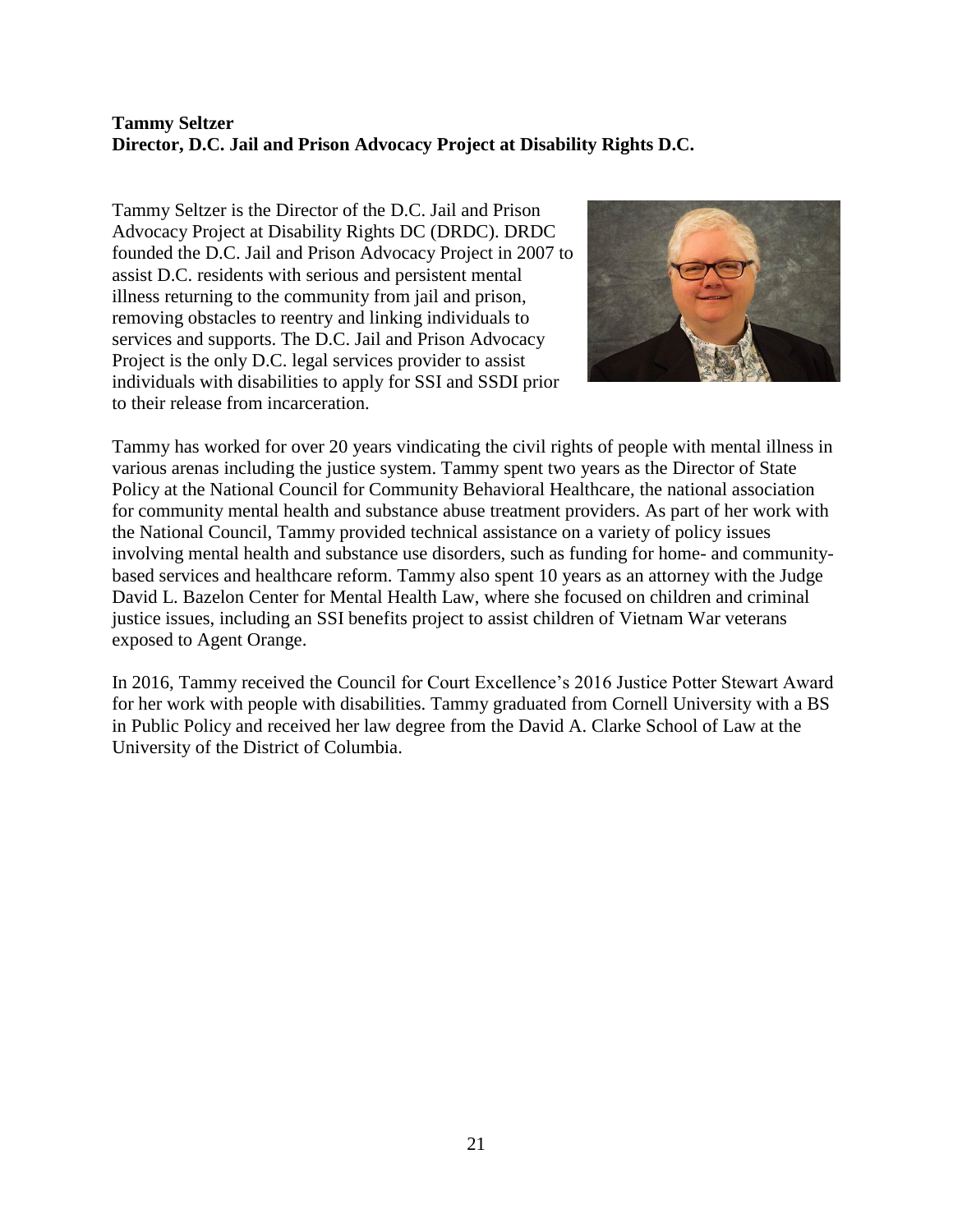**Tammy Seltzer**
**Director, D.C. Jail and Prison Advocacy Project at Disability Rights D.C.**

Tammy Seltzer is the Director of the D.C. Jail and Prison Advocacy Project at Disability Rights DC (DRDC). DRDC founded the D.C. Jail and Prison Advocacy Project in 2007 to assist D.C. residents with serious and persistent mental illness returning to the community from jail and prison, removing obstacles to reentry and linking individuals to services and supports. The D.C. Jail and Prison Advocacy Project is the only D.C. legal services provider to assist individuals with disabilities to apply for SSI and SSDI prior to their release from incarceration.

Tammy has worked for over 20 years vindicating the civil rights of people with mental illness in various arenas including the justice system. Tammy spent two years as the Director of State Policy at the National Council for Community Behavioral Healthcare, the national association for community mental health and substance abuse treatment providers. As part of her work with the National Council, Tammy provided technical assistance on a variety of policy issues involving mental health and substance use disorders, such as funding for home- and community-based services and healthcare reform. Tammy also spent 10 years as an attorney with the Judge David L. Bazelon Center for Mental Health Law, where she focused on children and criminal justice issues, including an SSI benefits project to assist children of Vietnam War veterans exposed to Agent Orange.

In 2016, Tammy received the Council for Court Excellence's 2016 Justice Potter Stewart Award for her work with people with disabilities. Tammy graduated from Cornell University with a BS in Public Policy and received her law degree from the David A. Clarke School of Law at the University of the District of Columbia.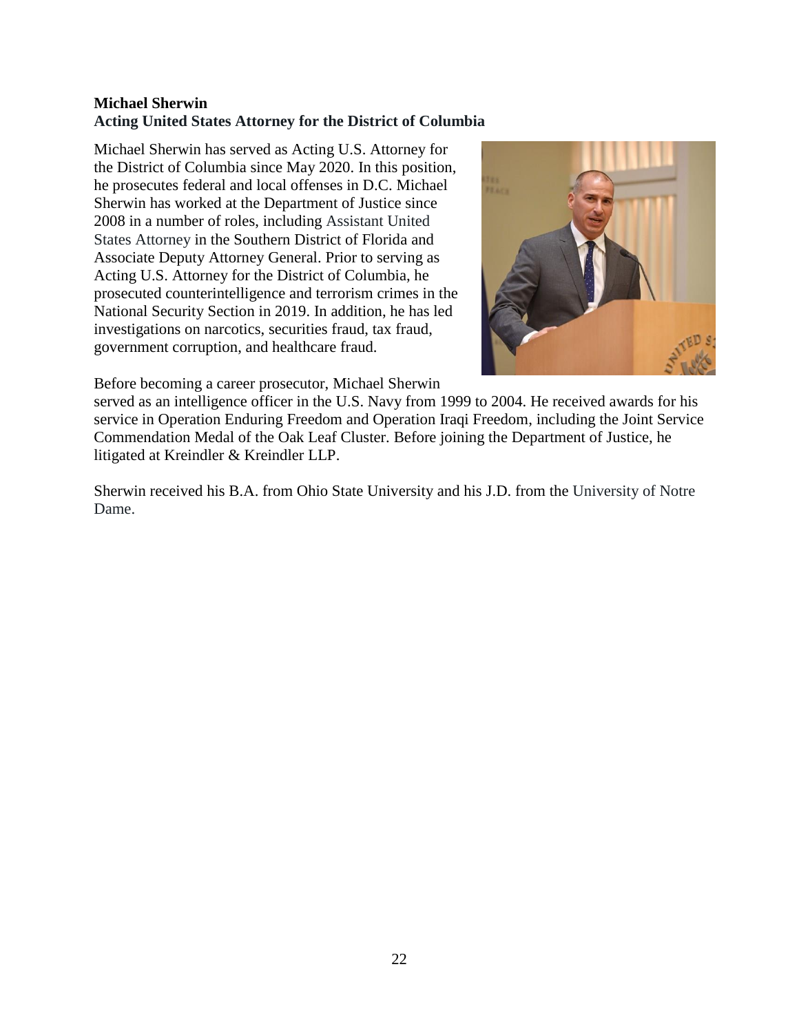**Michael Sherwin**
**Acting United States Attorney for the District of Columbia**

Michael Sherwin has served as Acting U.S. Attorney for the District of Columbia since May 2020. In this position, he prosecutes federal and local offenses in D.C. Michael Sherwin has worked at the Department of Justice since 2008 in a number of roles, including Assistant United States Attorney in the Southern District of Florida and Associate Deputy Attorney General. Prior to serving as Acting U.S. Attorney for the District of Columbia, he prosecuted counterintelligence and terrorism crimes in the National Security Section in 2019. In addition, he has led investigations on narcotics, securities fraud, tax fraud, government corruption, and healthcare fraud.

Before becoming a career prosecutor, Michael Sherwin served as an intelligence officer in the U.S. Navy from 1999 to 2004. He received awards for his service in Operation Enduring Freedom and Operation Iraqi Freedom, including the Joint Service Commendation Medal of the Oak Leaf Cluster. Before joining the Department of Justice, he litigated at Kreindler & Kreindler LLP.

Sherwin received his B.A. from Ohio State University and his J.D. from the University of Notre Dame.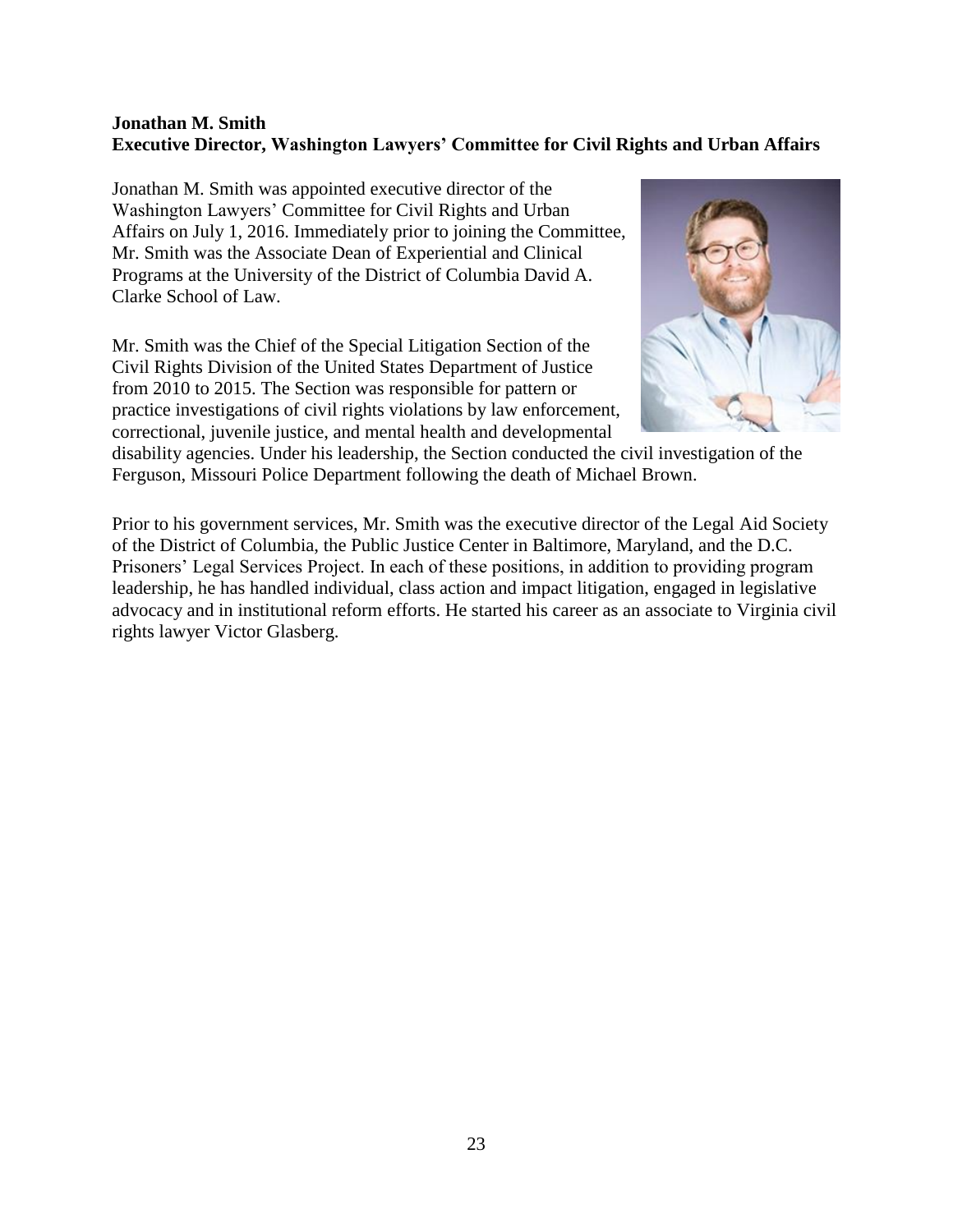**Jonathan M. Smith**
**Executive Director, Washington Lawyers' Committee for Civil Rights and Urban Affairs**

Jonathan M. Smith was appointed executive director of the Washington Lawyers' Committee for Civil Rights and Urban Affairs on July 1, 2016. Immediately prior to joining the Committee, Mr. Smith was the Associate Dean of Experiential and Clinical Programs at the University of the District of Columbia David A. Clarke School of Law.

Mr. Smith was the Chief of the Special Litigation Section of the Civil Rights Division of the United States Department of Justice from 2010 to 2015. The Section was responsible for pattern or practice investigations of civil rights violations by law enforcement, correctional, juvenile justice, and mental health and developmental disability agencies. Under his leadership, the Section conducted the civil investigation of the Ferguson, Missouri Police Department following the death of Michael Brown.

Prior to his government services, Mr. Smith was the executive director of the Legal Aid Society of the District of Columbia, the Public Justice Center in Baltimore, Maryland, and the D.C. Prisoners' Legal Services Project. In each of these positions, in addition to providing program leadership, he has handled individual, class action and impact litigation, engaged in legislative advocacy and in institutional reform efforts. He started his career as an associate to Virginia civil rights lawyer Victor Glasberg.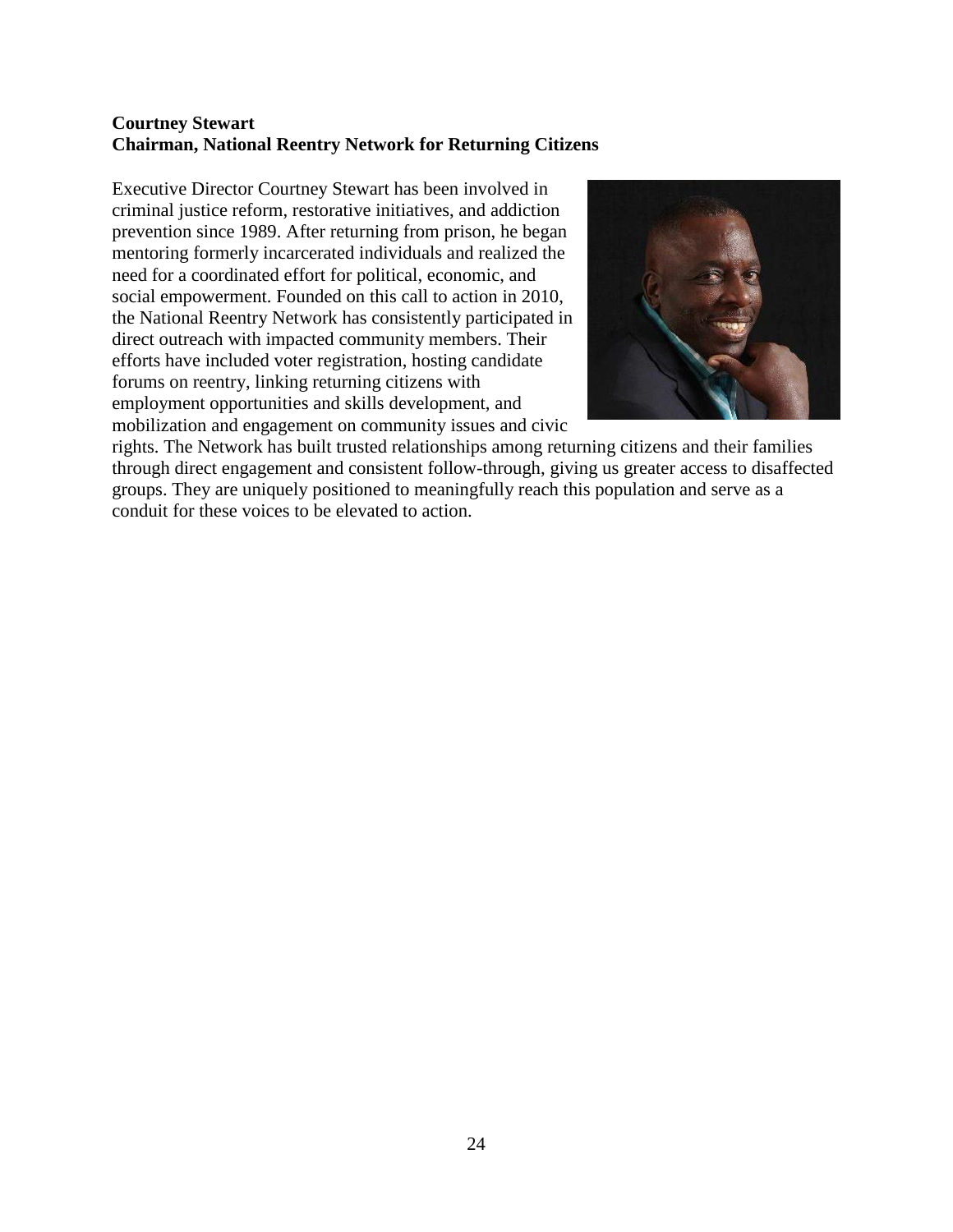**Courtney Stewart**
**Chairman, National Reentry Network for Returning Citizens**

Executive Director Courtney Stewart has been involved in criminal justice reform, restorative initiatives, and addiction prevention since 1989. After returning from prison, he began mentoring formerly incarcerated individuals and realized the need for a coordinated effort for political, economic, and social empowerment. Founded on this call to action in 2010, the National Reentry Network has consistently participated in direct outreach with impacted community members. Their efforts have included voter registration, hosting candidate forums on reentry, linking returning citizens with employment opportunities and skills development, and mobilization and engagement on community issues and civic rights. The Network has built trusted relationships among returning citizens and their families through direct engagement and consistent follow-through, giving us greater access to disaffected groups. They are uniquely positioned to meaningfully reach this population and serve as a conduit for these voices to be elevated to action.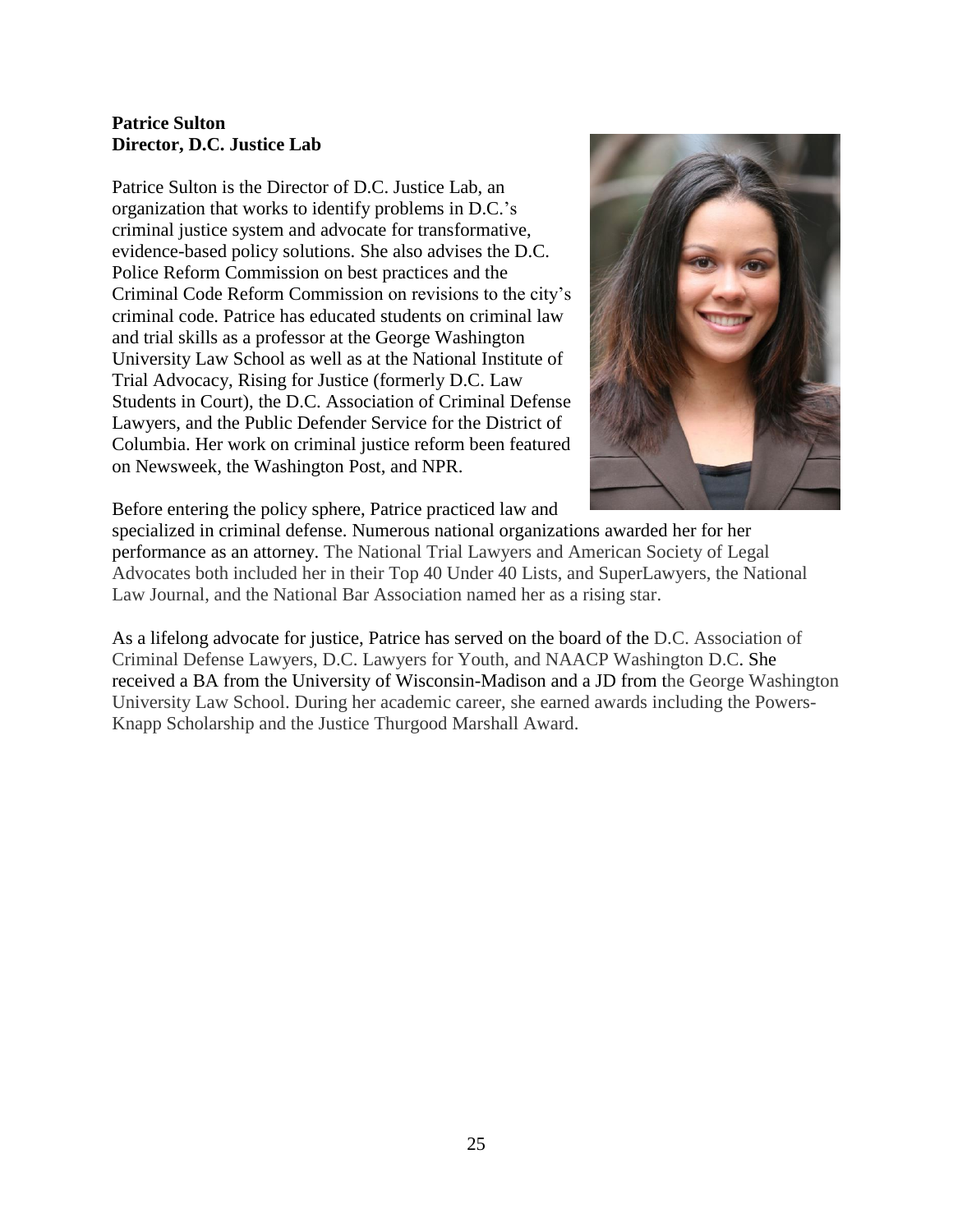**Patrice Sulton**
**Director, D.C. Justice Lab**

Patrice Sulton is the Director of D.C. Justice Lab, an organization that works to identify problems in D.C.'s criminal justice system and advocate for transformative, evidence-based policy solutions. She also advises the D.C. Police Reform Commission on best practices and the Criminal Code Reform Commission on revisions to the city's criminal code. Patrice has educated students on criminal law and trial skills as a professor at the George Washington University Law School as well as at the National Institute of Trial Advocacy, Rising for Justice (formerly D.C. Law Students in Court), the D.C. Association of Criminal Defense Lawyers, and the Public Defender Service for the District of Columbia. Her work on criminal justice reform been featured on Newsweek, the Washington Post, and NPR.

Before entering the policy sphere, Patrice practiced law and specialized in criminal defense. Numerous national organizations awarded her for her performance as an attorney. The National Trial Lawyers and American Society of Legal Advocates both included her in their Top 40 Under 40 Lists, and SuperLawyers, the National Law Journal, and the National Bar Association named her as a rising star.

As a lifelong advocate for justice, Patrice has served on the board of the D.C. Association of Criminal Defense Lawyers, D.C. Lawyers for Youth, and NAACP Washington D.C. She received a BA from the University of Wisconsin-Madison and a JD from the George Washington University Law School. During her academic career, she earned awards including the Powers-Knapp Scholarship and the Justice Thurgood Marshall Award.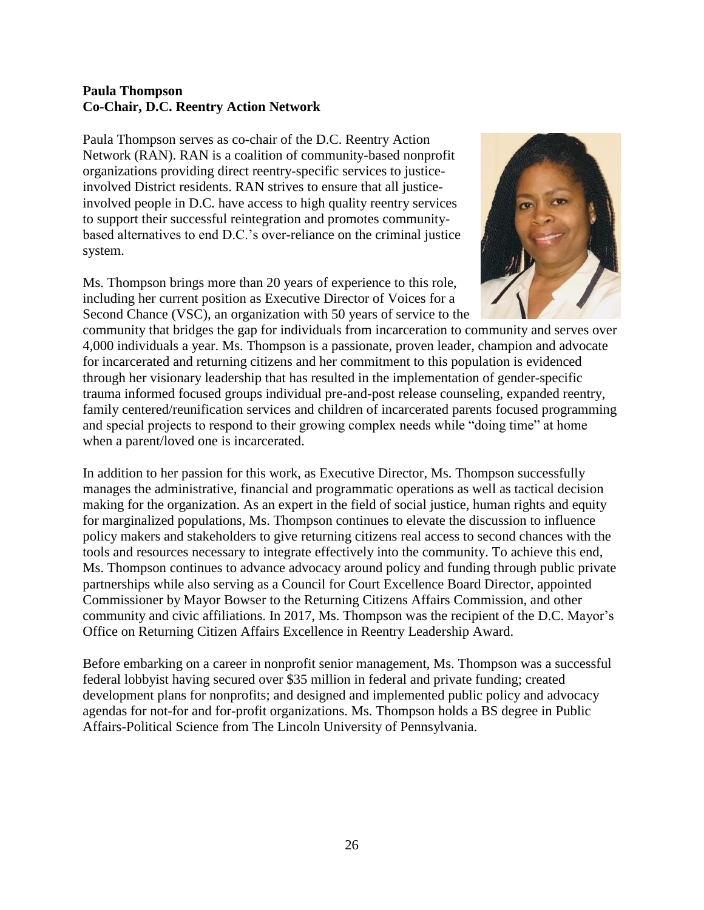**Paula Thompson**
**Co-Chair, D.C. Reentry Action Network**

Paula Thompson serves as co-chair of the D.C. Reentry Action Network (RAN). RAN is a coalition of community-based nonprofit organizations providing direct reentry-specific services to justice-involved District residents. RAN strives to ensure that all justice-involved people in D.C. have access to high quality reentry services to support their successful reintegration and promotes community-based alternatives to end D.C.'s over-reliance on the criminal justice system.

Ms. Thompson brings more than 20 years of experience to this role, including her current position as Executive Director of Voices for a Second Chance (VSC), an organization with 50 years of service to the community that bridges the gap for individuals from incarceration to community and serves over 4,000 individuals a year. Ms. Thompson is a passionate, proven leader, champion and advocate for incarcerated and returning citizens and her commitment to this population is evidenced through her visionary leadership that has resulted in the implementation of gender-specific trauma informed focused groups individual pre-and-post release counseling, expanded reentry, family centered/reunification services and children of incarcerated parents focused programming and special projects to respond to their growing complex needs while "doing time" at home when a parent/loved one is incarcerated.

In addition to her passion for this work, as Executive Director, Ms. Thompson successfully manages the administrative, financial and programmatic operations as well as tactical decision making for the organization. As an expert in the field of social justice, human rights and equity for marginalized populations, Ms. Thompson continues to elevate the discussion to influence policy makers and stakeholders to give returning citizens real access to second chances with the tools and resources necessary to integrate effectively into the community. To achieve this end, Ms. Thompson continues to advance advocacy around policy and funding through public private partnerships while also serving as a Council for Court Excellence Board Director, appointed Commissioner by Mayor Bowser to the Returning Citizens Affairs Commission, and other community and civic affiliations. In 2017, Ms. Thompson was the recipient of the D.C. Mayor's Office on Returning Citizen Affairs Excellence in Reentry Leadership Award.

Before embarking on a career in nonprofit senior management, Ms. Thompson was a successful federal lobbyist having secured over $35 million in federal and private funding; created development plans for nonprofits; and designed and implemented public policy and advocacy agendas for not-for and for-profit organizations. Ms. Thompson holds a BS degree in Public Affairs-Political Science from The Lincoln University of Pennsylvania.